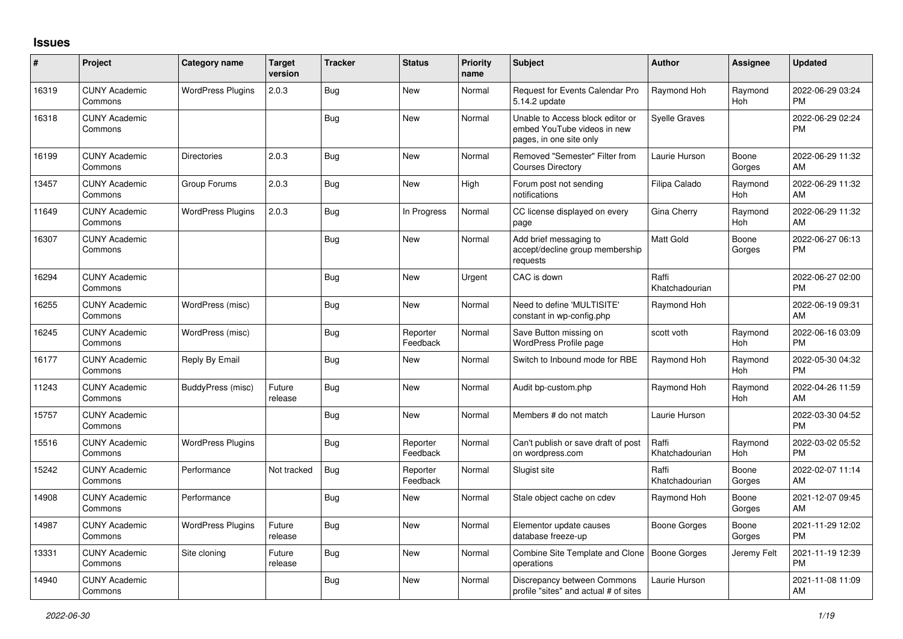## Issues

| # | Project | Category name | Target version | Tracker | Status | Priority name | Subject | Author | Assignee | Updated |
|---|---|---|---|---|---|---|---|---|---|---|
| 16319 | CUNY Academic Commons | WordPress Plugins | 2.0.3 | Bug | New | Normal | Request for Events Calendar Pro 5.14.2 update | Raymond Hoh | Raymond Hoh | 2022-06-29 03:24 PM |
| 16318 | CUNY Academic Commons | | | Bug | New | Normal | Unable to Access block editor or embed YouTube videos in new pages, in one site only | Syelle Graves | | 2022-06-29 02:24 PM |
| 16199 | CUNY Academic Commons | Directories | 2.0.3 | Bug | New | Normal | Removed "Semester" Filter from Courses Directory | Laurie Hurson | Boone Gorges | 2022-06-29 11:32 AM |
| 13457 | CUNY Academic Commons | Group Forums | 2.0.3 | Bug | New | High | Forum post not sending notifications | Filipa Calado | Raymond Hoh | 2022-06-29 11:32 AM |
| 11649 | CUNY Academic Commons | WordPress Plugins | 2.0.3 | Bug | In Progress | Normal | CC license displayed on every page | Gina Cherry | Raymond Hoh | 2022-06-29 11:32 AM |
| 16307 | CUNY Academic Commons | | | Bug | New | Normal | Add brief messaging to accept/decline group membership requests | Matt Gold | Boone Gorges | 2022-06-27 06:13 PM |
| 16294 | CUNY Academic Commons | | | Bug | New | Urgent | CAC is down | Raffi Khatchadourian | | 2022-06-27 02:00 PM |
| 16255 | CUNY Academic Commons | WordPress (misc) | | Bug | New | Normal | Need to define 'MULTISITE' constant in wp-config.php | Raymond Hoh | | 2022-06-19 09:31 AM |
| 16245 | CUNY Academic Commons | WordPress (misc) | | Bug | Reporter Feedback | Normal | Save Button missing on WordPress Profile page | scott voth | Raymond Hoh | 2022-06-16 03:09 PM |
| 16177 | CUNY Academic Commons | Reply By Email | | Bug | New | Normal | Switch to Inbound mode for RBE | Raymond Hoh | Raymond Hoh | 2022-05-30 04:32 PM |
| 11243 | CUNY Academic Commons | BuddyPress (misc) | Future release | Bug | New | Normal | Audit bp-custom.php | Raymond Hoh | Raymond Hoh | 2022-04-26 11:59 AM |
| 15757 | CUNY Academic Commons | | | Bug | New | Normal | Members # do not match | Laurie Hurson | | 2022-03-30 04:52 PM |
| 15516 | CUNY Academic Commons | WordPress Plugins | | Bug | Reporter Feedback | Normal | Can't publish or save draft of post on wordpress.com | Raffi Khatchadourian | Raymond Hoh | 2022-03-02 05:52 PM |
| 15242 | CUNY Academic Commons | Performance | Not tracked | Bug | Reporter Feedback | Normal | Slugist site | Raffi Khatchadourian | Boone Gorges | 2022-02-07 11:14 AM |
| 14908 | CUNY Academic Commons | Performance | | Bug | New | Normal | Stale object cache on cdev | Raymond Hoh | Boone Gorges | 2021-12-07 09:45 AM |
| 14987 | CUNY Academic Commons | WordPress Plugins | Future release | Bug | New | Normal | Elementor update causes database freeze-up | Boone Gorges | Boone Gorges | 2021-11-29 12:02 PM |
| 13331 | CUNY Academic Commons | Site cloning | Future release | Bug | New | Normal | Combine Site Template and Clone operations | Boone Gorges | Jeremy Felt | 2021-11-19 12:39 PM |
| 14940 | CUNY Academic Commons | | | Bug | New | Normal | Discrepancy between Commons profile "sites" and actual # of sites | Laurie Hurson | | 2021-11-08 11:09 AM |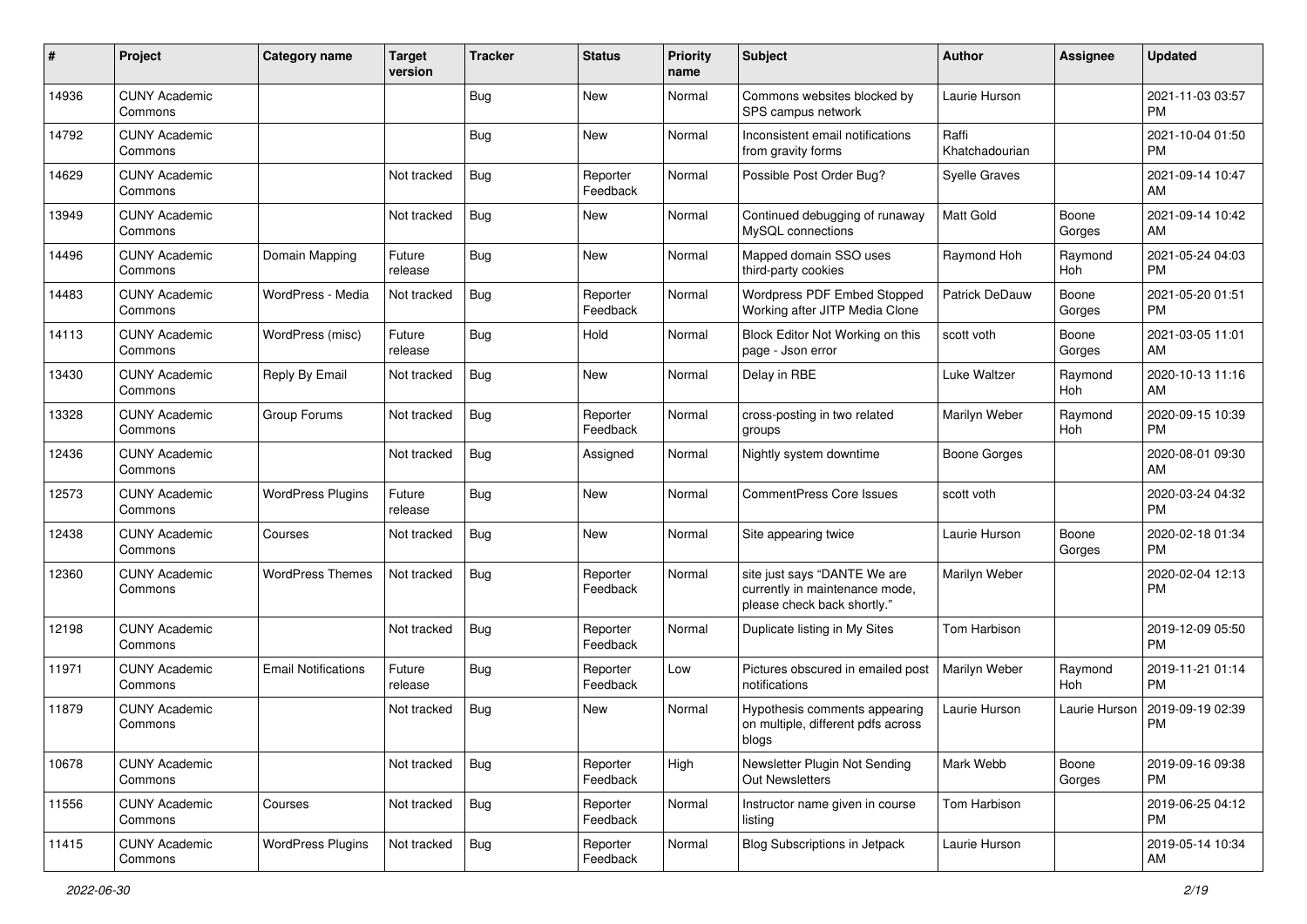| # | Project | Category name | Target version | Tracker | Status | Priority name | Subject | Author | Assignee | Updated |
|---|---|---|---|---|---|---|---|---|---|---|
| 14936 | CUNY Academic Commons | | | Bug | New | Normal | Commons websites blocked by SPS campus network | Laurie Hurson | | 2021-11-03 03:57 PM |
| 14792 | CUNY Academic Commons | | | Bug | New | Normal | Inconsistent email notifications from gravity forms | Raffi Khatchadourian | | 2021-10-04 01:50 PM |
| 14629 | CUNY Academic Commons | | Not tracked | Bug | Reporter Feedback | Normal | Possible Post Order Bug? | Syelle Graves | | 2021-09-14 10:47 AM |
| 13949 | CUNY Academic Commons | | Not tracked | Bug | New | Normal | Continued debugging of runaway MySQL connections | Matt Gold | Boone Gorges | 2021-09-14 10:42 AM |
| 14496 | CUNY Academic Commons | Domain Mapping | Future release | Bug | New | Normal | Mapped domain SSO uses third-party cookies | Raymond Hoh | Raymond Hoh | 2021-05-24 04:03 PM |
| 14483 | CUNY Academic Commons | WordPress - Media | Not tracked | Bug | Reporter Feedback | Normal | Wordpress PDF Embed Stopped Working after JITP Media Clone | Patrick DeDauw | Boone Gorges | 2021-05-20 01:51 PM |
| 14113 | CUNY Academic Commons | WordPress (misc) | Future release | Bug | Hold | Normal | Block Editor Not Working on this page - Json error | scott voth | Boone Gorges | 2021-03-05 11:01 AM |
| 13430 | CUNY Academic Commons | Reply By Email | Not tracked | Bug | New | Normal | Delay in RBE | Luke Waltzer | Raymond Hoh | 2020-10-13 11:16 AM |
| 13328 | CUNY Academic Commons | Group Forums | Not tracked | Bug | Reporter Feedback | Normal | cross-posting in two related groups | Marilyn Weber | Raymond Hoh | 2020-09-15 10:39 PM |
| 12436 | CUNY Academic Commons | | Not tracked | Bug | Assigned | Normal | Nightly system downtime | Boone Gorges | | 2020-08-01 09:30 AM |
| 12573 | CUNY Academic Commons | WordPress Plugins | Future release | Bug | New | Normal | CommentPress Core Issues | scott voth | | 2020-03-24 04:32 PM |
| 12438 | CUNY Academic Commons | Courses | Not tracked | Bug | New | Normal | Site appearing twice | Laurie Hurson | Boone Gorges | 2020-02-18 01:34 PM |
| 12360 | CUNY Academic Commons | WordPress Themes | Not tracked | Bug | Reporter Feedback | Normal | site just says "DANTE We are currently in maintenance mode, please check back shortly." | Marilyn Weber | | 2020-02-04 12:13 PM |
| 12198 | CUNY Academic Commons | | Not tracked | Bug | Reporter Feedback | Normal | Duplicate listing in My Sites | Tom Harbison | | 2019-12-09 05:50 PM |
| 11971 | CUNY Academic Commons | Email Notifications | Future release | Bug | Reporter Feedback | Low | Pictures obscured in emailed post notifications | Marilyn Weber | Raymond Hoh | 2019-11-21 01:14 PM |
| 11879 | CUNY Academic Commons | | Not tracked | Bug | New | Normal | Hypothesis comments appearing on multiple, different pdfs across blogs | Laurie Hurson | Laurie Hurson | 2019-09-19 02:39 PM |
| 10678 | CUNY Academic Commons | | Not tracked | Bug | Reporter Feedback | High | Newsletter Plugin Not Sending Out Newsletters | Mark Webb | Boone Gorges | 2019-09-16 09:38 PM |
| 11556 | CUNY Academic Commons | Courses | Not tracked | Bug | Reporter Feedback | Normal | Instructor name given in course listing | Tom Harbison | | 2019-06-25 04:12 PM |
| 11415 | CUNY Academic Commons | WordPress Plugins | Not tracked | Bug | Reporter Feedback | Normal | Blog Subscriptions in Jetpack | Laurie Hurson | | 2019-05-14 10:34 AM |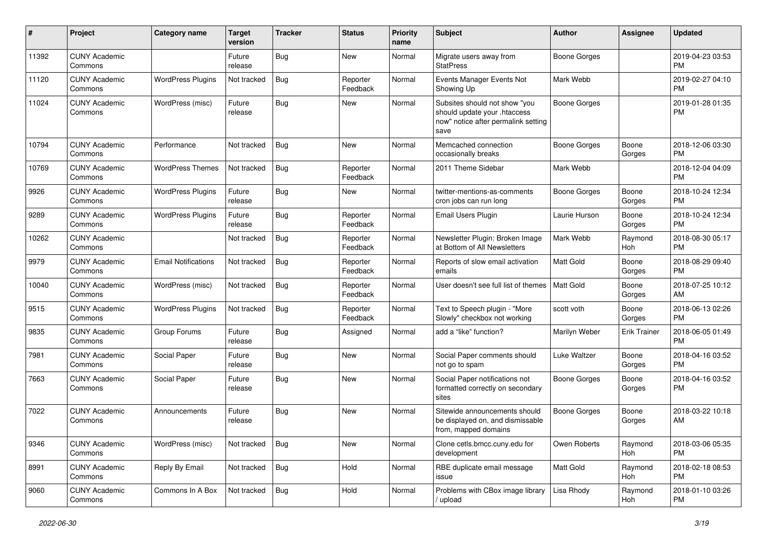| # | Project | Category name | Target version | Tracker | Status | Priority name | Subject | Author | Assignee | Updated |
|---|---|---|---|---|---|---|---|---|---|---|
| 11392 | CUNY Academic Commons | | Future release | Bug | New | Normal | Migrate users away from StatPress | Boone Gorges | | 2019-04-23 03:53 PM |
| 11120 | CUNY Academic Commons | WordPress Plugins | Not tracked | Bug | Reporter Feedback | Normal | Events Manager Events Not Showing Up | Mark Webb | | 2019-02-27 04:10 PM |
| 11024 | CUNY Academic Commons | WordPress (misc) | Future release | Bug | New | Normal | Subsites should not show "you should update your .htaccess now" notice after permalink setting save | Boone Gorges | | 2019-01-28 01:35 PM |
| 10794 | CUNY Academic Commons | Performance | Not tracked | Bug | New | Normal | Memcached connection occasionally breaks | Boone Gorges | Boone Gorges | 2018-12-06 03:30 PM |
| 10769 | CUNY Academic Commons | WordPress Themes | Not tracked | Bug | Reporter Feedback | Normal | 2011 Theme Sidebar | Mark Webb | | 2018-12-04 04:09 PM |
| 9926 | CUNY Academic Commons | WordPress Plugins | Future release | Bug | New | Normal | twitter-mentions-as-comments cron jobs can run long | Boone Gorges | Boone Gorges | 2018-10-24 12:34 PM |
| 9289 | CUNY Academic Commons | WordPress Plugins | Future release | Bug | Reporter Feedback | Normal | Email Users Plugin | Laurie Hurson | Boone Gorges | 2018-10-24 12:34 PM |
| 10262 | CUNY Academic Commons | | Not tracked | Bug | Reporter Feedback | Normal | Newsletter Plugin: Broken Image at Bottom of All Newsletters | Mark Webb | Raymond Hoh | 2018-08-30 05:17 PM |
| 9979 | CUNY Academic Commons | Email Notifications | Not tracked | Bug | Reporter Feedback | Normal | Reports of slow email activation emails | Matt Gold | Boone Gorges | 2018-08-29 09:40 PM |
| 10040 | CUNY Academic Commons | WordPress (misc) | Not tracked | Bug | Reporter Feedback | Normal | User doesn't see full list of themes | Matt Gold | Boone Gorges | 2018-07-25 10:12 AM |
| 9515 | CUNY Academic Commons | WordPress Plugins | Not tracked | Bug | Reporter Feedback | Normal | Text to Speech plugin - "More Slowly" checkbox not working | scott voth | Boone Gorges | 2018-06-13 02:26 PM |
| 9835 | CUNY Academic Commons | Group Forums | Future release | Bug | Assigned | Normal | add a "like" function? | Marilyn Weber | Erik Trainer | 2018-06-05 01:49 PM |
| 7981 | CUNY Academic Commons | Social Paper | Future release | Bug | New | Normal | Social Paper comments should not go to spam | Luke Waltzer | Boone Gorges | 2018-04-16 03:52 PM |
| 7663 | CUNY Academic Commons | Social Paper | Future release | Bug | New | Normal | Social Paper notifications not formatted correctly on secondary sites | Boone Gorges | Boone Gorges | 2018-04-16 03:52 PM |
| 7022 | CUNY Academic Commons | Announcements | Future release | Bug | New | Normal | Sitewide announcements should be displayed on, and dismissable from, mapped domains | Boone Gorges | Boone Gorges | 2018-03-22 10:18 AM |
| 9346 | CUNY Academic Commons | WordPress (misc) | Not tracked | Bug | New | Normal | Clone cetls.bmcc.cuny.edu for development | Owen Roberts | Raymond Hoh | 2018-03-06 05:35 PM |
| 8991 | CUNY Academic Commons | Reply By Email | Not tracked | Bug | Hold | Normal | RBE duplicate email message issue | Matt Gold | Raymond Hoh | 2018-02-18 08:53 PM |
| 9060 | CUNY Academic Commons | Commons In A Box | Not tracked | Bug | Hold | Normal | Problems with CBox image library / upload | Lisa Rhody | Raymond Hoh | 2018-01-10 03:26 PM |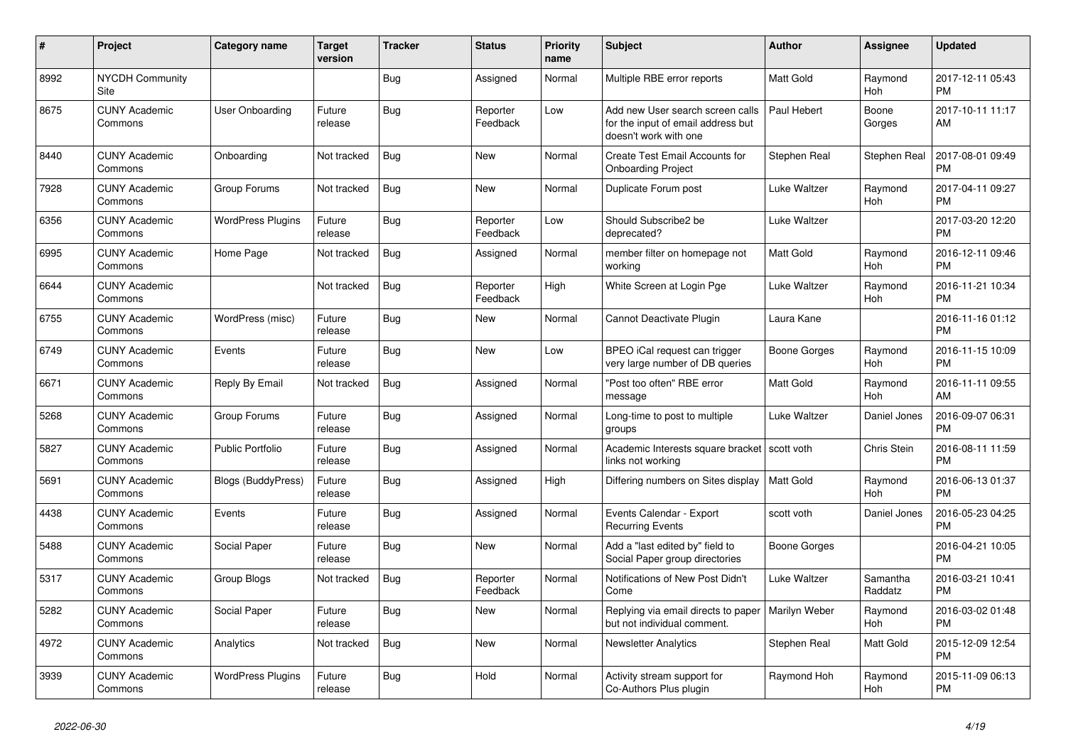| # | Project | Category name | Target version | Tracker | Status | Priority name | Subject | Author | Assignee | Updated |
|---|---|---|---|---|---|---|---|---|---|---|
| 8992 | NYCDH Community Site | | | Bug | Assigned | Normal | Multiple RBE error reports | Matt Gold | Raymond Hoh | 2017-12-11 05:43 PM |
| 8675 | CUNY Academic Commons | User Onboarding | Future release | Bug | Reporter Feedback | Low | Add new User search screen calls for the input of email address but doesn't work with one | Paul Hebert | Boone Gorges | 2017-10-11 11:17 AM |
| 8440 | CUNY Academic Commons | Onboarding | Not tracked | Bug | New | Normal | Create Test Email Accounts for Onboarding Project | Stephen Real | Stephen Real | 2017-08-01 09:49 PM |
| 7928 | CUNY Academic Commons | Group Forums | Not tracked | Bug | New | Normal | Duplicate Forum post | Luke Waltzer | Raymond Hoh | 2017-04-11 09:27 PM |
| 6356 | CUNY Academic Commons | WordPress Plugins | Future release | Bug | Reporter Feedback | Low | Should Subscribe2 be deprecated? | Luke Waltzer | | 2017-03-20 12:20 PM |
| 6995 | CUNY Academic Commons | Home Page | Not tracked | Bug | Assigned | Normal | member filter on homepage not working | Matt Gold | Raymond Hoh | 2016-12-11 09:46 PM |
| 6644 | CUNY Academic Commons | | Not tracked | Bug | Reporter Feedback | High | White Screen at Login Pge | Luke Waltzer | Raymond Hoh | 2016-11-21 10:34 PM |
| 6755 | CUNY Academic Commons | WordPress (misc) | Future release | Bug | New | Normal | Cannot Deactivate Plugin | Laura Kane | | 2016-11-16 01:12 PM |
| 6749 | CUNY Academic Commons | Events | Future release | Bug | New | Low | BPEO iCal request can trigger very large number of DB queries | Boone Gorges | Raymond Hoh | 2016-11-15 10:09 PM |
| 6671 | CUNY Academic Commons | Reply By Email | Not tracked | Bug | Assigned | Normal | "Post too often" RBE error message | Matt Gold | Raymond Hoh | 2016-11-11 09:55 AM |
| 5268 | CUNY Academic Commons | Group Forums | Future release | Bug | Assigned | Normal | Long-time to post to multiple groups | Luke Waltzer | Daniel Jones | 2016-09-07 06:31 PM |
| 5827 | CUNY Academic Commons | Public Portfolio | Future release | Bug | Assigned | Normal | Academic Interests square bracket links not working | scott voth | Chris Stein | 2016-08-11 11:59 PM |
| 5691 | CUNY Academic Commons | Blogs (BuddyPress) | Future release | Bug | Assigned | High | Differing numbers on Sites display | Matt Gold | Raymond Hoh | 2016-06-13 01:37 PM |
| 4438 | CUNY Academic Commons | Events | Future release | Bug | Assigned | Normal | Events Calendar - Export Recurring Events | scott voth | Daniel Jones | 2016-05-23 04:25 PM |
| 5488 | CUNY Academic Commons | Social Paper | Future release | Bug | New | Normal | Add a "last edited by" field to Social Paper group directories | Boone Gorges | | 2016-04-21 10:05 PM |
| 5317 | CUNY Academic Commons | Group Blogs | Not tracked | Bug | Reporter Feedback | Normal | Notifications of New Post Didn't Come | Luke Waltzer | Samantha Raddatz | 2016-03-21 10:41 PM |
| 5282 | CUNY Academic Commons | Social Paper | Future release | Bug | New | Normal | Replying via email directs to paper but not individual comment. | Marilyn Weber | Raymond Hoh | 2016-03-02 01:48 PM |
| 4972 | CUNY Academic Commons | Analytics | Not tracked | Bug | New | Normal | Newsletter Analytics | Stephen Real | Matt Gold | 2015-12-09 12:54 PM |
| 3939 | CUNY Academic Commons | WordPress Plugins | Future release | Bug | Hold | Normal | Activity stream support for Co-Authors Plus plugin | Raymond Hoh | Raymond Hoh | 2015-11-09 06:13 PM |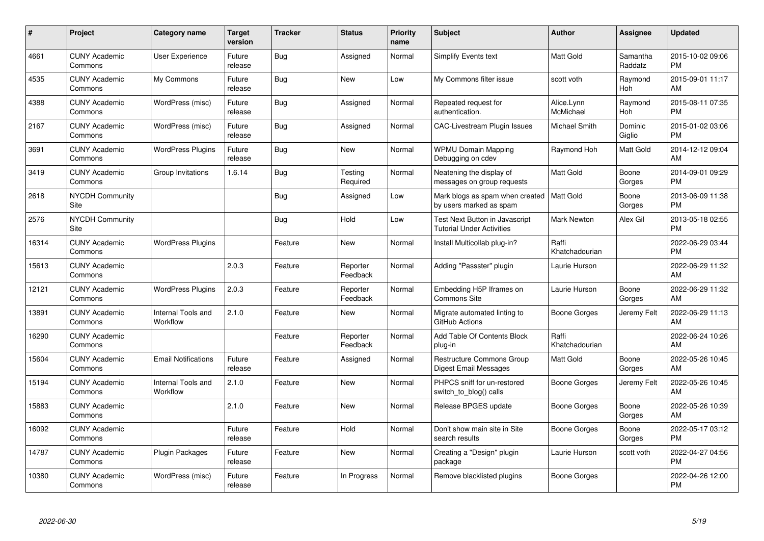| # | Project | Category name | Target version | Tracker | Status | Priority name | Subject | Author | Assignee | Updated |
|---|---|---|---|---|---|---|---|---|---|---|
| 4661 | CUNY Academic Commons | User Experience | Future release | Bug | Assigned | Normal | Simplify Events text | Matt Gold | Samantha Raddatz | 2015-10-02 09:06 PM |
| 4535 | CUNY Academic Commons | My Commons | Future release | Bug | New | Low | My Commons filter issue | scott voth | Raymond Hoh | 2015-09-01 11:17 AM |
| 4388 | CUNY Academic Commons | WordPress (misc) | Future release | Bug | Assigned | Normal | Repeated request for authentication. | Alice.Lynn McMichael | Raymond Hoh | 2015-08-11 07:35 PM |
| 2167 | CUNY Academic Commons | WordPress (misc) | Future release | Bug | Assigned | Normal | CAC-Livestream Plugin Issues | Michael Smith | Dominic Giglio | 2015-01-02 03:06 PM |
| 3691 | CUNY Academic Commons | WordPress Plugins | Future release | Bug | New | Normal | WPMU Domain Mapping Debugging on cdev | Raymond Hoh | Matt Gold | 2014-12-12 09:04 AM |
| 3419 | CUNY Academic Commons | Group Invitations | 1.6.14 | Bug | Testing Required | Normal | Neatening the display of messages on group requests | Matt Gold | Boone Gorges | 2014-09-01 09:29 PM |
| 2618 | NYCDH Community Site | | | Bug | Assigned | Low | Mark blogs as spam when created by users marked as spam | Matt Gold | Boone Gorges | 2013-06-09 11:38 PM |
| 2576 | NYCDH Community Site | | | Bug | Hold | Low | Test Next Button in Javascript Tutorial Under Activities | Mark Newton | Alex Gil | 2013-05-18 02:55 PM |
| 16314 | CUNY Academic Commons | WordPress Plugins | | Feature | New | Normal | Install Multicollab plug-in? | Raffi Khatchadourian | | 2022-06-29 03:44 PM |
| 15613 | CUNY Academic Commons | | 2.0.3 | Feature | Reporter Feedback | Normal | Adding "Passster" plugin | Laurie Hurson | | 2022-06-29 11:32 AM |
| 12121 | CUNY Academic Commons | WordPress Plugins | 2.0.3 | Feature | Reporter Feedback | Normal | Embedding H5P Iframes on Commons Site | Laurie Hurson | Boone Gorges | 2022-06-29 11:32 AM |
| 13891 | CUNY Academic Commons | Internal Tools and Workflow | 2.1.0 | Feature | New | Normal | Migrate automated linting to GitHub Actions | Boone Gorges | Jeremy Felt | 2022-06-29 11:13 AM |
| 16290 | CUNY Academic Commons | | | Feature | Reporter Feedback | Normal | Add Table Of Contents Block plug-in | Raffi Khatchadourian | | 2022-06-24 10:26 AM |
| 15604 | CUNY Academic Commons | Email Notifications | Future release | Feature | Assigned | Normal | Restructure Commons Group Digest Email Messages | Matt Gold | Boone Gorges | 2022-05-26 10:45 AM |
| 15194 | CUNY Academic Commons | Internal Tools and Workflow | 2.1.0 | Feature | New | Normal | PHPCS sniff for un-restored switch_to_blog() calls | Boone Gorges | Jeremy Felt | 2022-05-26 10:45 AM |
| 15883 | CUNY Academic Commons | | 2.1.0 | Feature | New | Normal | Release BPGES update | Boone Gorges | Boone Gorges | 2022-05-26 10:39 AM |
| 16092 | CUNY Academic Commons | | Future release | Feature | Hold | Normal | Don't show main site in Site search results | Boone Gorges | Boone Gorges | 2022-05-17 03:12 PM |
| 14787 | CUNY Academic Commons | Plugin Packages | Future release | Feature | New | Normal | Creating a "Design" plugin package | Laurie Hurson | scott voth | 2022-04-27 04:56 PM |
| 10380 | CUNY Academic Commons | WordPress (misc) | Future release | Feature | In Progress | Normal | Remove blacklisted plugins | Boone Gorges | | 2022-04-26 12:00 PM |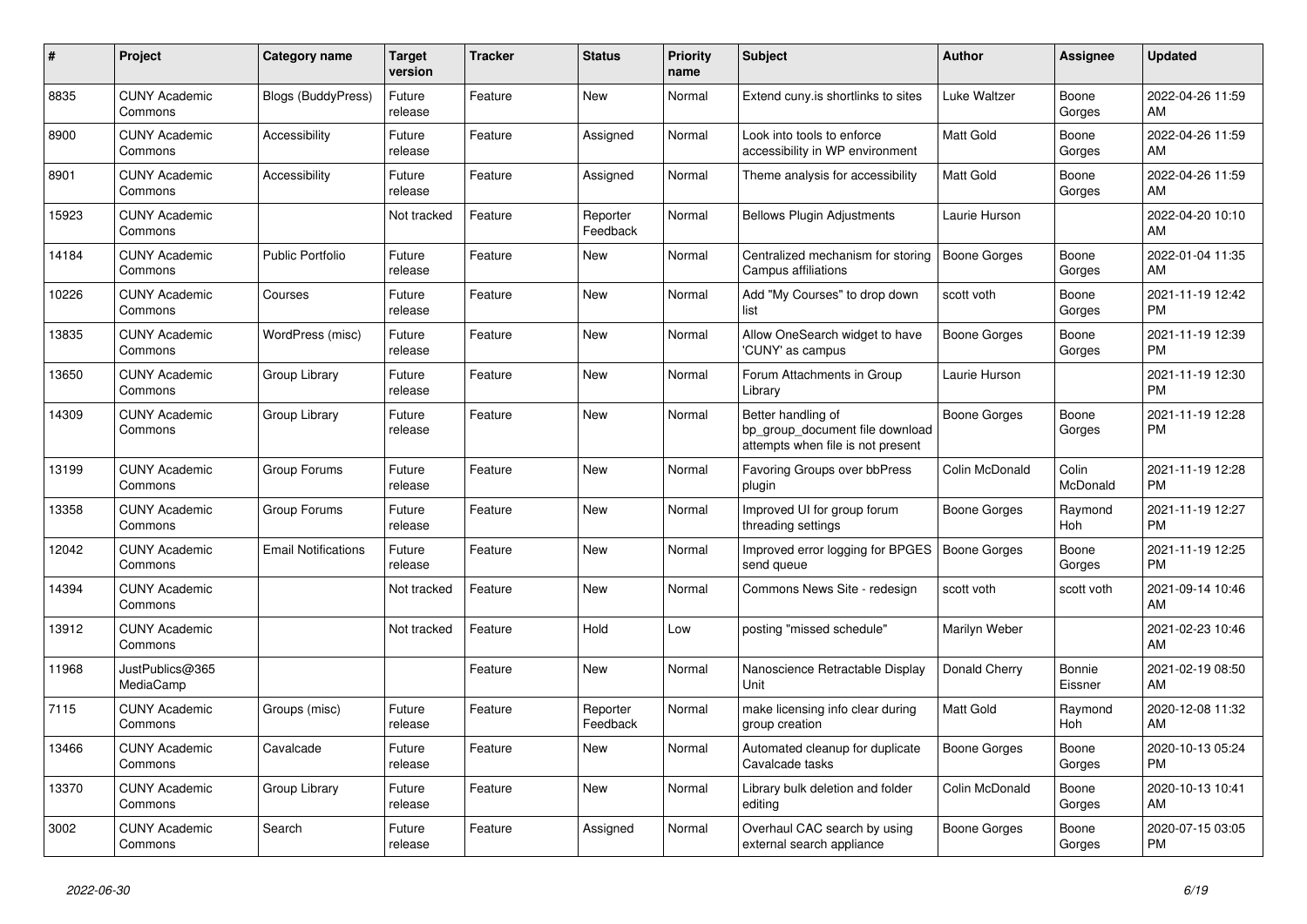| # | Project | Category name | Target version | Tracker | Status | Priority name | Subject | Author | Assignee | Updated |
|---|---|---|---|---|---|---|---|---|---|---|
| 8835 | CUNY Academic Commons | Blogs (BuddyPress) | Future release | Feature | New | Normal | Extend cuny.is shortlinks to sites | Luke Waltzer | Boone Gorges | 2022-04-26 11:59 AM |
| 8900 | CUNY Academic Commons | Accessibility | Future release | Feature | Assigned | Normal | Look into tools to enforce accessibility in WP environment | Matt Gold | Boone Gorges | 2022-04-26 11:59 AM |
| 8901 | CUNY Academic Commons | Accessibility | Future release | Feature | Assigned | Normal | Theme analysis for accessibility | Matt Gold | Boone Gorges | 2022-04-26 11:59 AM |
| 15923 | CUNY Academic Commons | | Not tracked | Feature | Reporter Feedback | Normal | Bellows Plugin Adjustments | Laurie Hurson | | 2022-04-20 10:10 AM |
| 14184 | CUNY Academic Commons | Public Portfolio | Future release | Feature | New | Normal | Centralized mechanism for storing Campus affiliations | Boone Gorges | Boone Gorges | 2022-01-04 11:35 AM |
| 10226 | CUNY Academic Commons | Courses | Future release | Feature | New | Normal | Add "My Courses" to drop down list | scott voth | Boone Gorges | 2021-11-19 12:42 PM |
| 13835 | CUNY Academic Commons | WordPress (misc) | Future release | Feature | New | Normal | Allow OneSearch widget to have 'CUNY' as campus | Boone Gorges | Boone Gorges | 2021-11-19 12:39 PM |
| 13650 | CUNY Academic Commons | Group Library | Future release | Feature | New | Normal | Forum Attachments in Group Library | Laurie Hurson | | 2021-11-19 12:30 PM |
| 14309 | CUNY Academic Commons | Group Library | Future release | Feature | New | Normal | Better handling of bp_group_document file download attempts when file is not present | Boone Gorges | Boone Gorges | 2021-11-19 12:28 PM |
| 13199 | CUNY Academic Commons | Group Forums | Future release | Feature | New | Normal | Favoring Groups over bbPress plugin | Colin McDonald | Colin McDonald | 2021-11-19 12:28 PM |
| 13358 | CUNY Academic Commons | Group Forums | Future release | Feature | New | Normal | Improved UI for group forum threading settings | Boone Gorges | Raymond Hoh | 2021-11-19 12:27 PM |
| 12042 | CUNY Academic Commons | Email Notifications | Future release | Feature | New | Normal | Improved error logging for BPGES send queue | Boone Gorges | Boone Gorges | 2021-11-19 12:25 PM |
| 14394 | CUNY Academic Commons | | Not tracked | Feature | New | Normal | Commons News Site - redesign | scott voth | scott voth | 2021-09-14 10:46 AM |
| 13912 | CUNY Academic Commons | | Not tracked | Feature | Hold | Low | posting "missed schedule" | Marilyn Weber | | 2021-02-23 10:46 AM |
| 11968 | JustPublics@365 MediaCamp | | | Feature | New | Normal | Nanoscience Retractable Display Unit | Donald Cherry | Bonnie Eissner | 2021-02-19 08:50 AM |
| 7115 | CUNY Academic Commons | Groups (misc) | Future release | Feature | Reporter Feedback | Normal | make licensing info clear during group creation | Matt Gold | Raymond Hoh | 2020-12-08 11:32 AM |
| 13466 | CUNY Academic Commons | Cavalcade | Future release | Feature | New | Normal | Automated cleanup for duplicate Cavalcade tasks | Boone Gorges | Boone Gorges | 2020-10-13 05:24 PM |
| 13370 | CUNY Academic Commons | Group Library | Future release | Feature | New | Normal | Library bulk deletion and folder editing | Colin McDonald | Boone Gorges | 2020-10-13 10:41 AM |
| 3002 | CUNY Academic Commons | Search | Future release | Feature | Assigned | Normal | Overhaul CAC search by using external search appliance | Boone Gorges | Boone Gorges | 2020-07-15 03:05 PM |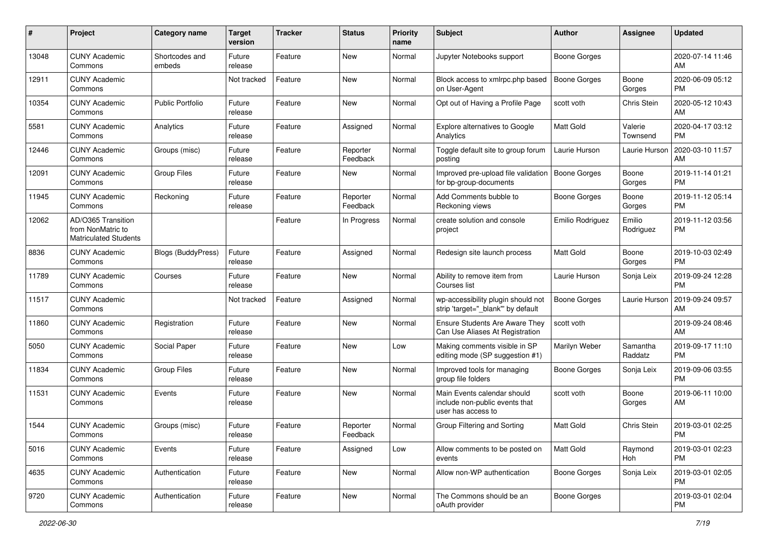| # | Project | Category name | Target version | Tracker | Status | Priority name | Subject | Author | Assignee | Updated |
|---|---|---|---|---|---|---|---|---|---|---|
| 13048 | CUNY Academic Commons | Shortcodes and embeds | Future release | Feature | New | Normal | Jupyter Notebooks support | Boone Gorges | | 2020-07-14 11:46 AM |
| 12911 | CUNY Academic Commons | | Not tracked | Feature | New | Normal | Block access to xmlrpc.php based on User-Agent | Boone Gorges | Boone Gorges | 2020-06-09 05:12 PM |
| 10354 | CUNY Academic Commons | Public Portfolio | Future release | Feature | New | Normal | Opt out of Having a Profile Page | scott voth | Chris Stein | 2020-05-12 10:43 AM |
| 5581 | CUNY Academic Commons | Analytics | Future release | Feature | Assigned | Normal | Explore alternatives to Google Analytics | Matt Gold | Valerie Townsend | 2020-04-17 03:12 PM |
| 12446 | CUNY Academic Commons | Groups (misc) | Future release | Feature | Reporter Feedback | Normal | Toggle default site to group forum posting | Laurie Hurson | Laurie Hurson | 2020-03-10 11:57 AM |
| 12091 | CUNY Academic Commons | Group Files | Future release | Feature | New | Normal | Improved pre-upload file validation for bp-group-documents | Boone Gorges | Boone Gorges | 2019-11-14 01:21 PM |
| 11945 | CUNY Academic Commons | Reckoning | Future release | Feature | Reporter Feedback | Normal | Add Comments bubble to Reckoning views | Boone Gorges | Boone Gorges | 2019-11-12 05:14 PM |
| 12062 | AD/O365 Transition from NonMatric to Matriculated Students | | | Feature | In Progress | Normal | create solution and console project | Emilio Rodriguez | Emilio Rodriguez | 2019-11-12 03:56 PM |
| 8836 | CUNY Academic Commons | Blogs (BuddyPress) | Future release | Feature | Assigned | Normal | Redesign site launch process | Matt Gold | Boone Gorges | 2019-10-03 02:49 PM |
| 11789 | CUNY Academic Commons | Courses | Future release | Feature | New | Normal | Ability to remove item from Courses list | Laurie Hurson | Sonja Leix | 2019-09-24 12:28 PM |
| 11517 | CUNY Academic Commons | | Not tracked | Feature | Assigned | Normal | wp-accessibility plugin should not strip 'target="_blank"' by default | Boone Gorges | Laurie Hurson | 2019-09-24 09:57 AM |
| 11860 | CUNY Academic Commons | Registration | Future release | Feature | New | Normal | Ensure Students Are Aware They Can Use Aliases At Registration | scott voth | | 2019-09-24 08:46 AM |
| 5050 | CUNY Academic Commons | Social Paper | Future release | Feature | New | Low | Making comments visible in SP editing mode (SP suggestion #1) | Marilyn Weber | Samantha Raddatz | 2019-09-17 11:10 PM |
| 11834 | CUNY Academic Commons | Group Files | Future release | Feature | New | Normal | Improved tools for managing group file folders | Boone Gorges | Sonja Leix | 2019-09-06 03:55 PM |
| 11531 | CUNY Academic Commons | Events | Future release | Feature | New | Normal | Main Events calendar should include non-public events that user has access to | scott voth | Boone Gorges | 2019-06-11 10:00 AM |
| 1544 | CUNY Academic Commons | Groups (misc) | Future release | Feature | Reporter Feedback | Normal | Group Filtering and Sorting | Matt Gold | Chris Stein | 2019-03-01 02:25 PM |
| 5016 | CUNY Academic Commons | Events | Future release | Feature | Assigned | Low | Allow comments to be posted on events | Matt Gold | Raymond Hoh | 2019-03-01 02:23 PM |
| 4635 | CUNY Academic Commons | Authentication | Future release | Feature | New | Normal | Allow non-WP authentication | Boone Gorges | Sonja Leix | 2019-03-01 02:05 PM |
| 9720 | CUNY Academic Commons | Authentication | Future release | Feature | New | Normal | The Commons should be an oAuth provider | Boone Gorges | | 2019-03-01 02:04 PM |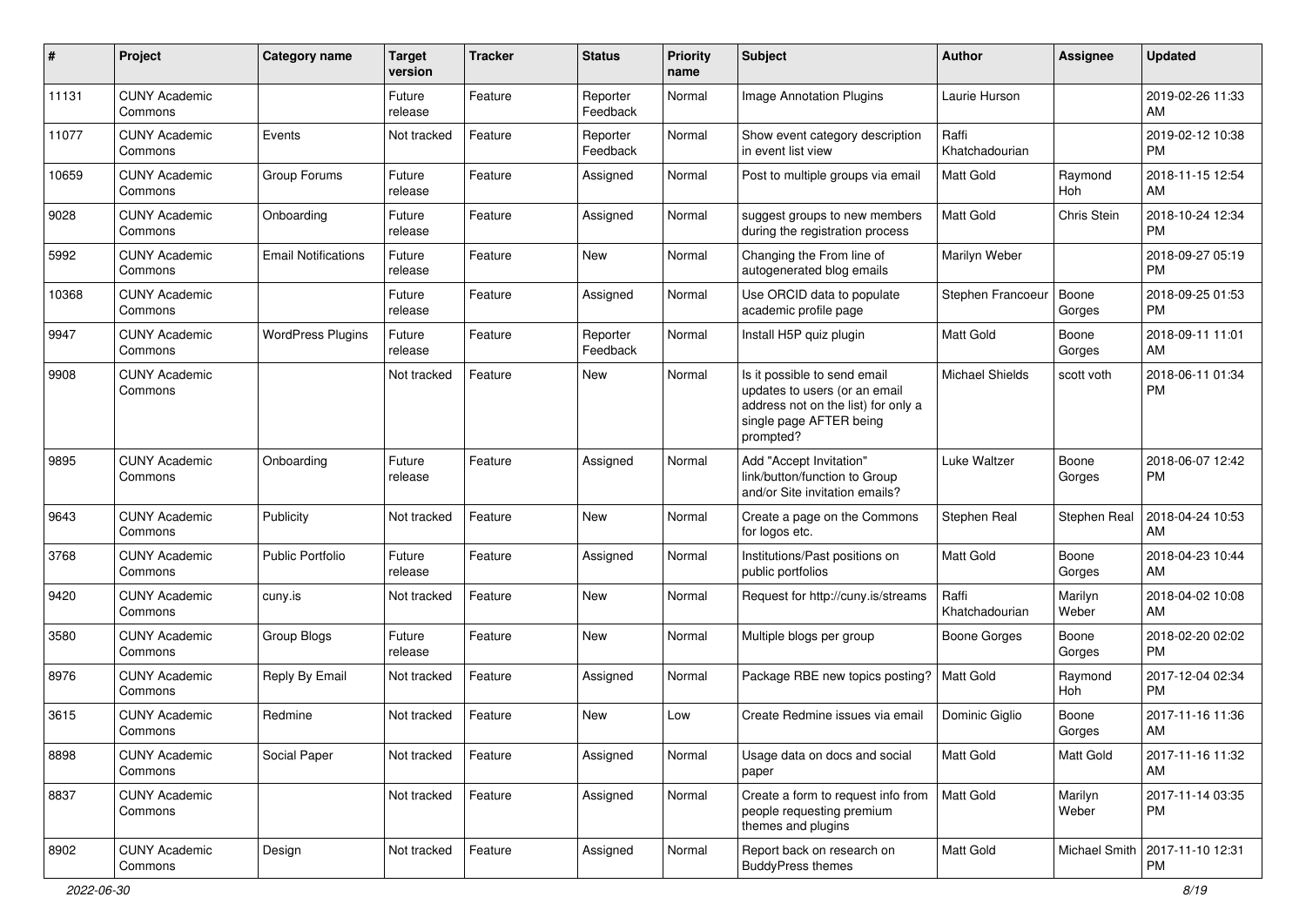| # | Project | Category name | Target version | Tracker | Status | Priority name | Subject | Author | Assignee | Updated |
|---|---|---|---|---|---|---|---|---|---|---|
| 11131 | CUNY Academic Commons | | Future release | Feature | Reporter Feedback | Normal | Image Annotation Plugins | Laurie Hurson | | 2019-02-26 11:33 AM |
| 11077 | CUNY Academic Commons | Events | Not tracked | Feature | Reporter Feedback | Normal | Show event category description in event list view | Raffi Khatchadourian | | 2019-02-12 10:38 PM |
| 10659 | CUNY Academic Commons | Group Forums | Future release | Feature | Assigned | Normal | Post to multiple groups via email | Matt Gold | Raymond Hoh | 2018-11-15 12:54 AM |
| 9028 | CUNY Academic Commons | Onboarding | Future release | Feature | Assigned | Normal | suggest groups to new members during the registration process | Matt Gold | Chris Stein | 2018-10-24 12:34 PM |
| 5992 | CUNY Academic Commons | Email Notifications | Future release | Feature | New | Normal | Changing the From line of autogenerated blog emails | Marilyn Weber | | 2018-09-27 05:19 PM |
| 10368 | CUNY Academic Commons | | Future release | Feature | Assigned | Normal | Use ORCID data to populate academic profile page | Stephen Francoeur | Boone Gorges | 2018-09-25 01:53 PM |
| 9947 | CUNY Academic Commons | WordPress Plugins | Future release | Feature | Reporter Feedback | Normal | Install H5P quiz plugin | Matt Gold | Boone Gorges | 2018-09-11 11:01 AM |
| 9908 | CUNY Academic Commons | | Not tracked | Feature | New | Normal | Is it possible to send email updates to users (or an email address not on the list) for only a single page AFTER being prompted? | Michael Shields | scott voth | 2018-06-11 01:34 PM |
| 9895 | CUNY Academic Commons | Onboarding | Future release | Feature | Assigned | Normal | Add "Accept Invitation" link/button/function to Group and/or Site invitation emails? | Luke Waltzer | Boone Gorges | 2018-06-07 12:42 PM |
| 9643 | CUNY Academic Commons | Publicity | Not tracked | Feature | New | Normal | Create a page on the Commons for logos etc. | Stephen Real | Stephen Real | 2018-04-24 10:53 AM |
| 3768 | CUNY Academic Commons | Public Portfolio | Future release | Feature | Assigned | Normal | Institutions/Past positions on public portfolios | Matt Gold | Boone Gorges | 2018-04-23 10:44 AM |
| 9420 | CUNY Academic Commons | cuny.is | Not tracked | Feature | New | Normal | Request for http://cuny.is/streams | Raffi Khatchadourian | Marilyn Weber | 2018-04-02 10:08 AM |
| 3580 | CUNY Academic Commons | Group Blogs | Future release | Feature | New | Normal | Multiple blogs per group | Boone Gorges | Boone Gorges | 2018-02-20 02:02 PM |
| 8976 | CUNY Academic Commons | Reply By Email | Not tracked | Feature | Assigned | Normal | Package RBE new topics posting? | Matt Gold | Raymond Hoh | 2017-12-04 02:34 PM |
| 3615 | CUNY Academic Commons | Redmine | Not tracked | Feature | New | Low | Create Redmine issues via email | Dominic Giglio | Boone Gorges | 2017-11-16 11:36 AM |
| 8898 | CUNY Academic Commons | Social Paper | Not tracked | Feature | Assigned | Normal | Usage data on docs and social paper | Matt Gold | Matt Gold | 2017-11-16 11:32 AM |
| 8837 | CUNY Academic Commons | | Not tracked | Feature | Assigned | Normal | Create a form to request info from people requesting premium themes and plugins | Matt Gold | Marilyn Weber | 2017-11-14 03:35 PM |
| 8902 | CUNY Academic Commons | Design | Not tracked | Feature | Assigned | Normal | Report back on research on BuddyPress themes | Matt Gold | Michael Smith | 2017-11-10 12:31 PM |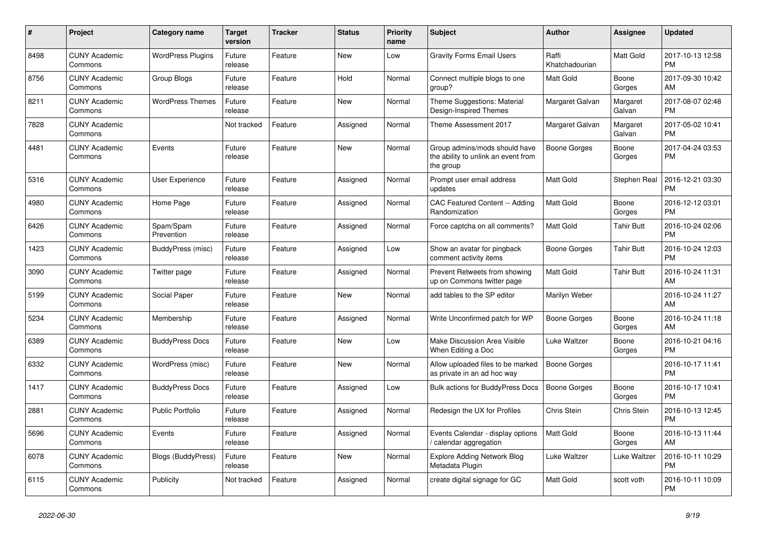| # | Project | Category name | Target version | Tracker | Status | Priority name | Subject | Author | Assignee | Updated |
|---|---|---|---|---|---|---|---|---|---|---|
| 8498 | CUNY Academic Commons | WordPress Plugins | Future release | Feature | New | Low | Gravity Forms Email Users | Raffi Khatchadourian | Matt Gold | 2017-10-13 12:58 PM |
| 8756 | CUNY Academic Commons | Group Blogs | Future release | Feature | Hold | Normal | Connect multiple blogs to one group? | Matt Gold | Boone Gorges | 2017-09-30 10:42 AM |
| 8211 | CUNY Academic Commons | WordPress Themes | Future release | Feature | New | Normal | Theme Suggestions: Material Design-Inspired Themes | Margaret Galvan | Margaret Galvan | 2017-08-07 02:48 PM |
| 7828 | CUNY Academic Commons | | Not tracked | Feature | Assigned | Normal | Theme Assessment 2017 | Margaret Galvan | Margaret Galvan | 2017-05-02 10:41 PM |
| 4481 | CUNY Academic Commons | Events | Future release | Feature | New | Normal | Group admins/mods should have the ability to unlink an event from the group | Boone Gorges | Boone Gorges | 2017-04-24 03:53 PM |
| 5316 | CUNY Academic Commons | User Experience | Future release | Feature | Assigned | Normal | Prompt user email address updates | Matt Gold | Stephen Real | 2016-12-21 03:30 PM |
| 4980 | CUNY Academic Commons | Home Page | Future release | Feature | Assigned | Normal | CAC Featured Content -- Adding Randomization | Matt Gold | Boone Gorges | 2016-12-12 03:01 PM |
| 6426 | CUNY Academic Commons | Spam/Spam Prevention | Future release | Feature | Assigned | Normal | Force captcha on all comments? | Matt Gold | Tahir Butt | 2016-10-24 02:06 PM |
| 1423 | CUNY Academic Commons | BuddyPress (misc) | Future release | Feature | Assigned | Low | Show an avatar for pingback comment activity items | Boone Gorges | Tahir Butt | 2016-10-24 12:03 PM |
| 3090 | CUNY Academic Commons | Twitter page | Future release | Feature | Assigned | Normal | Prevent Retweets from showing up on Commons twitter page | Matt Gold | Tahir Butt | 2016-10-24 11:31 AM |
| 5199 | CUNY Academic Commons | Social Paper | Future release | Feature | New | Normal | add tables to the SP editor | Marilyn Weber | | 2016-10-24 11:27 AM |
| 5234 | CUNY Academic Commons | Membership | Future release | Feature | Assigned | Normal | Write Unconfirmed patch for WP | Boone Gorges | Boone Gorges | 2016-10-24 11:18 AM |
| 6389 | CUNY Academic Commons | BuddyPress Docs | Future release | Feature | New | Low | Make Discussion Area Visible When Editing a Doc | Luke Waltzer | Boone Gorges | 2016-10-21 04:16 PM |
| 6332 | CUNY Academic Commons | WordPress (misc) | Future release | Feature | New | Normal | Allow uploaded files to be marked as private in an ad hoc way | Boone Gorges | | 2016-10-17 11:41 PM |
| 1417 | CUNY Academic Commons | BuddyPress Docs | Future release | Feature | Assigned | Low | Bulk actions for BuddyPress Docs | Boone Gorges | Boone Gorges | 2016-10-17 10:41 PM |
| 2881 | CUNY Academic Commons | Public Portfolio | Future release | Feature | Assigned | Normal | Redesign the UX for Profiles | Chris Stein | Chris Stein | 2016-10-13 12:45 PM |
| 5696 | CUNY Academic Commons | Events | Future release | Feature | Assigned | Normal | Events Calendar - display options / calendar aggregation | Matt Gold | Boone Gorges | 2016-10-13 11:44 AM |
| 6078 | CUNY Academic Commons | Blogs (BuddyPress) | Future release | Feature | New | Normal | Explore Adding Network Blog Metadata Plugin | Luke Waltzer | Luke Waltzer | 2016-10-11 10:29 PM |
| 6115 | CUNY Academic Commons | Publicity | Not tracked | Feature | Assigned | Normal | create digital signage for GC | Matt Gold | scott voth | 2016-10-11 10:09 PM |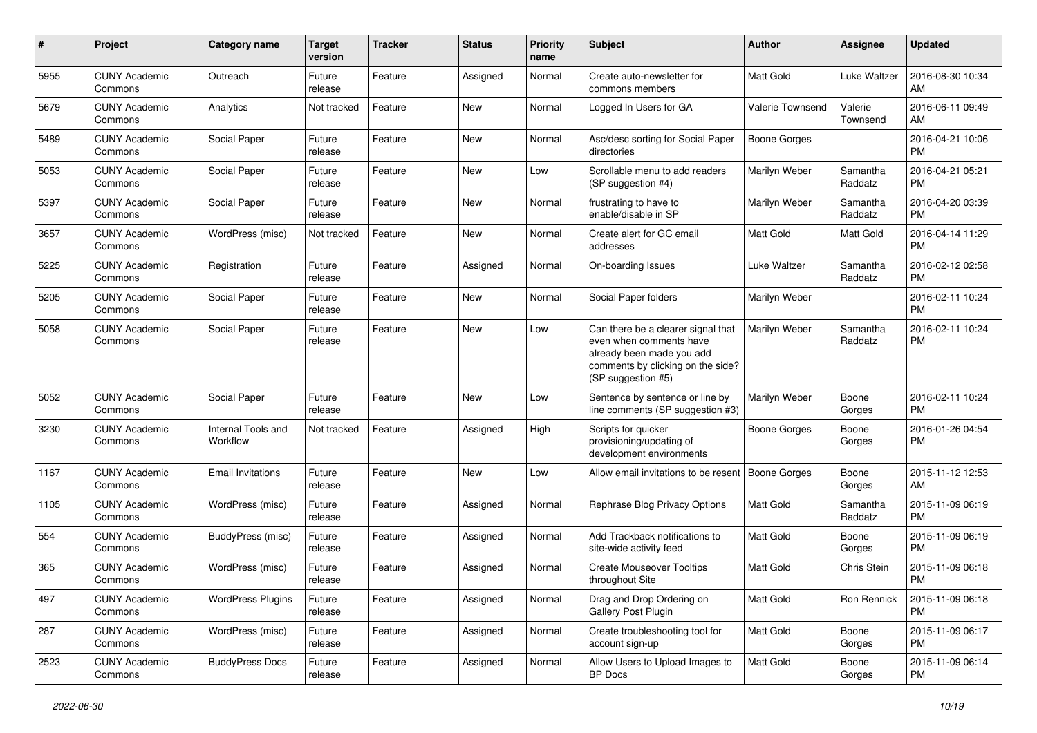| # | Project | Category name | Target version | Tracker | Status | Priority name | Subject | Author | Assignee | Updated |
|---|---|---|---|---|---|---|---|---|---|---|
| 5955 | CUNY Academic Commons | Outreach | Future release | Feature | Assigned | Normal | Create auto-newsletter for commons members | Matt Gold | Luke Waltzer | 2016-08-30 10:34 AM |
| 5679 | CUNY Academic Commons | Analytics | Not tracked | Feature | New | Normal | Logged In Users for GA | Valerie Townsend | Valerie Townsend | 2016-06-11 09:49 AM |
| 5489 | CUNY Academic Commons | Social Paper | Future release | Feature | New | Normal | Asc/desc sorting for Social Paper directories | Boone Gorges | | 2016-04-21 10:06 PM |
| 5053 | CUNY Academic Commons | Social Paper | Future release | Feature | New | Low | Scrollable menu to add readers (SP suggestion #4) | Marilyn Weber | Samantha Raddatz | 2016-04-21 05:21 PM |
| 5397 | CUNY Academic Commons | Social Paper | Future release | Feature | New | Normal | frustrating to have to enable/disable in SP | Marilyn Weber | Samantha Raddatz | 2016-04-20 03:39 PM |
| 3657 | CUNY Academic Commons | WordPress (misc) | Not tracked | Feature | New | Normal | Create alert for GC email addresses | Matt Gold | Matt Gold | 2016-04-14 11:29 PM |
| 5225 | CUNY Academic Commons | Registration | Future release | Feature | Assigned | Normal | On-boarding Issues | Luke Waltzer | Samantha Raddatz | 2016-02-12 02:58 PM |
| 5205 | CUNY Academic Commons | Social Paper | Future release | Feature | New | Normal | Social Paper folders | Marilyn Weber | | 2016-02-11 10:24 PM |
| 5058 | CUNY Academic Commons | Social Paper | Future release | Feature | New | Low | Can there be a clearer signal that even when comments have already been made you add comments by clicking on the side? (SP suggestion #5) | Marilyn Weber | Samantha Raddatz | 2016-02-11 10:24 PM |
| 5052 | CUNY Academic Commons | Social Paper | Future release | Feature | New | Low | Sentence by sentence or line by line comments (SP suggestion #3) | Marilyn Weber | Boone Gorges | 2016-02-11 10:24 PM |
| 3230 | CUNY Academic Commons | Internal Tools and Workflow | Not tracked | Feature | Assigned | High | Scripts for quicker provisioning/updating of development environments | Boone Gorges | Boone Gorges | 2016-01-26 04:54 PM |
| 1167 | CUNY Academic Commons | Email Invitations | Future release | Feature | New | Low | Allow email invitations to be resent | Boone Gorges | Boone Gorges | 2015-11-12 12:53 AM |
| 1105 | CUNY Academic Commons | WordPress (misc) | Future release | Feature | Assigned | Normal | Rephrase Blog Privacy Options | Matt Gold | Samantha Raddatz | 2015-11-09 06:19 PM |
| 554 | CUNY Academic Commons | BuddyPress (misc) | Future release | Feature | Assigned | Normal | Add Trackback notifications to site-wide activity feed | Matt Gold | Boone Gorges | 2015-11-09 06:19 PM |
| 365 | CUNY Academic Commons | WordPress (misc) | Future release | Feature | Assigned | Normal | Create Mouseover Tooltips throughout Site | Matt Gold | Chris Stein | 2015-11-09 06:18 PM |
| 497 | CUNY Academic Commons | WordPress Plugins | Future release | Feature | Assigned | Normal | Drag and Drop Ordering on Gallery Post Plugin | Matt Gold | Ron Rennick | 2015-11-09 06:18 PM |
| 287 | CUNY Academic Commons | WordPress (misc) | Future release | Feature | Assigned | Normal | Create troubleshooting tool for account sign-up | Matt Gold | Boone Gorges | 2015-11-09 06:17 PM |
| 2523 | CUNY Academic Commons | BuddyPress Docs | Future release | Feature | Assigned | Normal | Allow Users to Upload Images to BP Docs | Matt Gold | Boone Gorges | 2015-11-09 06:14 PM |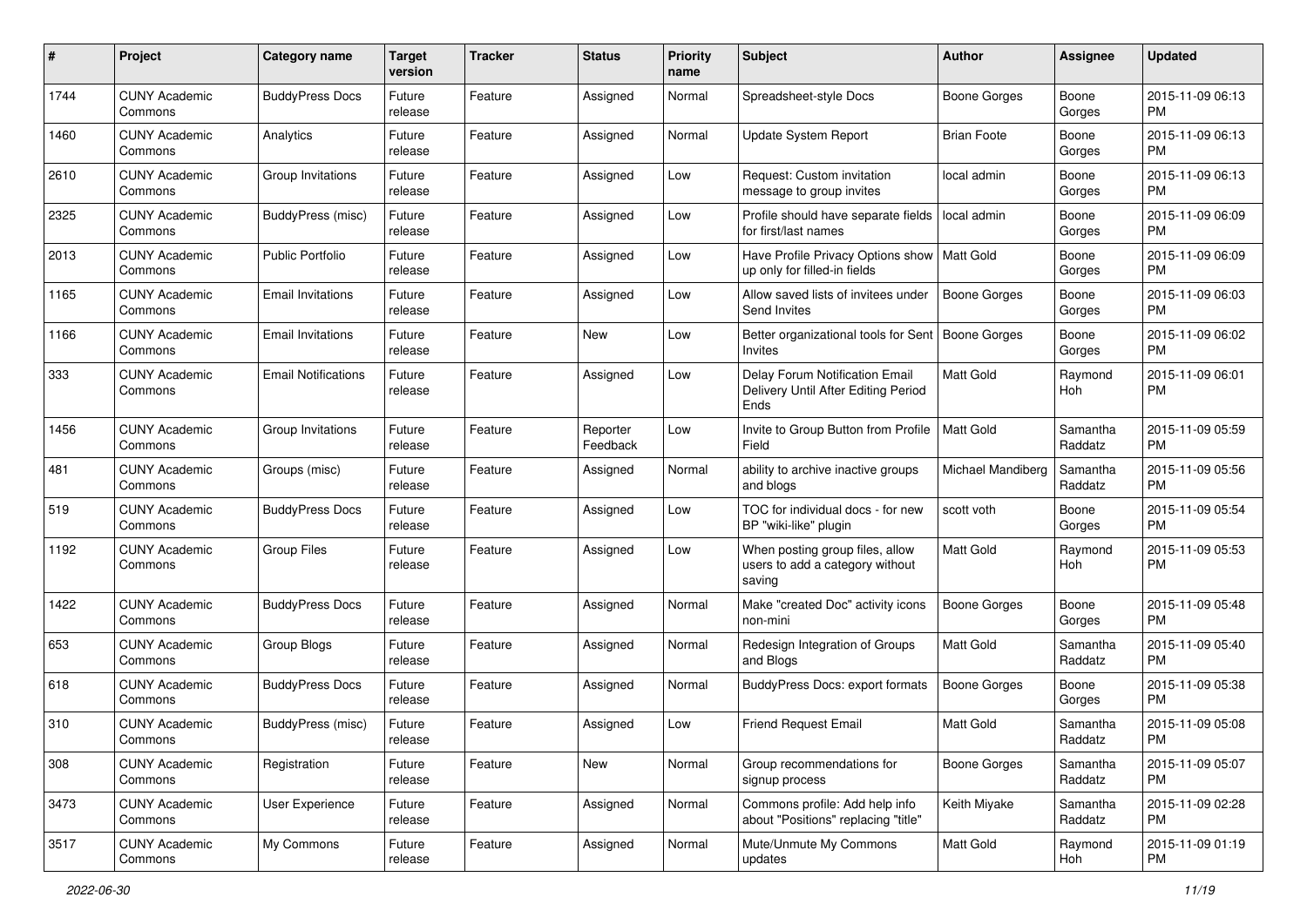| # | Project | Category name | Target version | Tracker | Status | Priority name | Subject | Author | Assignee | Updated |
|---|---|---|---|---|---|---|---|---|---|---|
| 1744 | CUNY Academic Commons | BuddyPress Docs | Future release | Feature | Assigned | Normal | Spreadsheet-style Docs | Boone Gorges | Boone Gorges | 2015-11-09 06:13 PM |
| 1460 | CUNY Academic Commons | Analytics | Future release | Feature | Assigned | Normal | Update System Report | Brian Foote | Boone Gorges | 2015-11-09 06:13 PM |
| 2610 | CUNY Academic Commons | Group Invitations | Future release | Feature | Assigned | Low | Request: Custom invitation message to group invites | local admin | Boone Gorges | 2015-11-09 06:13 PM |
| 2325 | CUNY Academic Commons | BuddyPress (misc) | Future release | Feature | Assigned | Low | Profile should have separate fields for first/last names | local admin | Boone Gorges | 2015-11-09 06:09 PM |
| 2013 | CUNY Academic Commons | Public Portfolio | Future release | Feature | Assigned | Low | Have Profile Privacy Options show up only for filled-in fields | Matt Gold | Boone Gorges | 2015-11-09 06:09 PM |
| 1165 | CUNY Academic Commons | Email Invitations | Future release | Feature | Assigned | Low | Allow saved lists of invitees under Send Invites | Boone Gorges | Boone Gorges | 2015-11-09 06:03 PM |
| 1166 | CUNY Academic Commons | Email Invitations | Future release | Feature | New | Low | Better organizational tools for Sent Invites | Boone Gorges | Boone Gorges | 2015-11-09 06:02 PM |
| 333 | CUNY Academic Commons | Email Notifications | Future release | Feature | Assigned | Low | Delay Forum Notification Email Delivery Until After Editing Period Ends | Matt Gold | Raymond Hoh | 2015-11-09 06:01 PM |
| 1456 | CUNY Academic Commons | Group Invitations | Future release | Feature | Reporter Feedback | Low | Invite to Group Button from Profile Field | Matt Gold | Samantha Raddatz | 2015-11-09 05:59 PM |
| 481 | CUNY Academic Commons | Groups (misc) | Future release | Feature | Assigned | Normal | ability to archive inactive groups and blogs | Michael Mandiberg | Samantha Raddatz | 2015-11-09 05:56 PM |
| 519 | CUNY Academic Commons | BuddyPress Docs | Future release | Feature | Assigned | Low | TOC for individual docs - for new BP "wiki-like" plugin | scott voth | Boone Gorges | 2015-11-09 05:54 PM |
| 1192 | CUNY Academic Commons | Group Files | Future release | Feature | Assigned | Low | When posting group files, allow users to add a category without saving | Matt Gold | Raymond Hoh | 2015-11-09 05:53 PM |
| 1422 | CUNY Academic Commons | BuddyPress Docs | Future release | Feature | Assigned | Normal | Make "created Doc" activity icons non-mini | Boone Gorges | Boone Gorges | 2015-11-09 05:48 PM |
| 653 | CUNY Academic Commons | Group Blogs | Future release | Feature | Assigned | Normal | Redesign Integration of Groups and Blogs | Matt Gold | Samantha Raddatz | 2015-11-09 05:40 PM |
| 618 | CUNY Academic Commons | BuddyPress Docs | Future release | Feature | Assigned | Normal | BuddyPress Docs: export formats | Boone Gorges | Boone Gorges | 2015-11-09 05:38 PM |
| 310 | CUNY Academic Commons | BuddyPress (misc) | Future release | Feature | Assigned | Low | Friend Request Email | Matt Gold | Samantha Raddatz | 2015-11-09 05:08 PM |
| 308 | CUNY Academic Commons | Registration | Future release | Feature | New | Normal | Group recommendations for signup process | Boone Gorges | Samantha Raddatz | 2015-11-09 05:07 PM |
| 3473 | CUNY Academic Commons | User Experience | Future release | Feature | Assigned | Normal | Commons profile: Add help info about "Positions" replacing "title" | Keith Miyake | Samantha Raddatz | 2015-11-09 02:28 PM |
| 3517 | CUNY Academic Commons | My Commons | Future release | Feature | Assigned | Normal | Mute/Unmute My Commons updates | Matt Gold | Raymond Hoh | 2015-11-09 01:19 PM |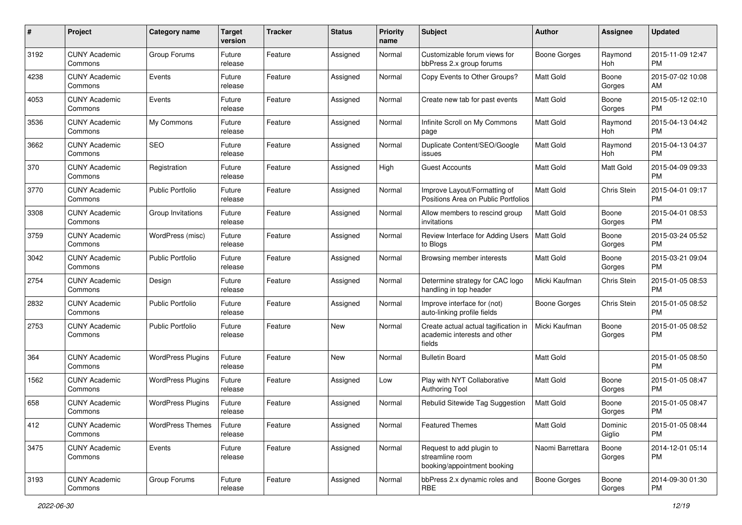| # | Project | Category name | Target version | Tracker | Status | Priority name | Subject | Author | Assignee | Updated |
|---|---|---|---|---|---|---|---|---|---|---|
| 3192 | CUNY Academic Commons | Group Forums | Future release | Feature | Assigned | Normal | Customizable forum views for bbPress 2.x group forums | Boone Gorges | Raymond Hoh | 2015-11-09 12:47 PM |
| 4238 | CUNY Academic Commons | Events | Future release | Feature | Assigned | Normal | Copy Events to Other Groups? | Matt Gold | Boone Gorges | 2015-07-02 10:08 AM |
| 4053 | CUNY Academic Commons | Events | Future release | Feature | Assigned | Normal | Create new tab for past events | Matt Gold | Boone Gorges | 2015-05-12 02:10 PM |
| 3536 | CUNY Academic Commons | My Commons | Future release | Feature | Assigned | Normal | Infinite Scroll on My Commons page | Matt Gold | Raymond Hoh | 2015-04-13 04:42 PM |
| 3662 | CUNY Academic Commons | SEO | Future release | Feature | Assigned | Normal | Duplicate Content/SEO/Google issues | Matt Gold | Raymond Hoh | 2015-04-13 04:37 PM |
| 370 | CUNY Academic Commons | Registration | Future release | Feature | Assigned | High | Guest Accounts | Matt Gold | Matt Gold | 2015-04-09 09:33 PM |
| 3770 | CUNY Academic Commons | Public Portfolio | Future release | Feature | Assigned | Normal | Improve Layout/Formatting of Positions Area on Public Portfolios | Matt Gold | Chris Stein | 2015-04-01 09:17 PM |
| 3308 | CUNY Academic Commons | Group Invitations | Future release | Feature | Assigned | Normal | Allow members to rescind group invitations | Matt Gold | Boone Gorges | 2015-04-01 08:53 PM |
| 3759 | CUNY Academic Commons | WordPress (misc) | Future release | Feature | Assigned | Normal | Review Interface for Adding Users to Blogs | Matt Gold | Boone Gorges | 2015-03-24 05:52 PM |
| 3042 | CUNY Academic Commons | Public Portfolio | Future release | Feature | Assigned | Normal | Browsing member interests | Matt Gold | Boone Gorges | 2015-03-21 09:04 PM |
| 2754 | CUNY Academic Commons | Design | Future release | Feature | Assigned | Normal | Determine strategy for CAC logo handling in top header | Micki Kaufman | Chris Stein | 2015-01-05 08:53 PM |
| 2832 | CUNY Academic Commons | Public Portfolio | Future release | Feature | Assigned | Normal | Improve interface for (not) auto-linking profile fields | Boone Gorges | Chris Stein | 2015-01-05 08:52 PM |
| 2753 | CUNY Academic Commons | Public Portfolio | Future release | Feature | New | Normal | Create actual actual tagification in academic interests and other fields | Micki Kaufman | Boone Gorges | 2015-01-05 08:52 PM |
| 364 | CUNY Academic Commons | WordPress Plugins | Future release | Feature | New | Normal | Bulletin Board | Matt Gold | | 2015-01-05 08:50 PM |
| 1562 | CUNY Academic Commons | WordPress Plugins | Future release | Feature | Assigned | Low | Play with NYT Collaborative Authoring Tool | Matt Gold | Boone Gorges | 2015-01-05 08:47 PM |
| 658 | CUNY Academic Commons | WordPress Plugins | Future release | Feature | Assigned | Normal | Rebulid Sitewide Tag Suggestion | Matt Gold | Boone Gorges | 2015-01-05 08:47 PM |
| 412 | CUNY Academic Commons | WordPress Themes | Future release | Feature | Assigned | Normal | Featured Themes | Matt Gold | Dominic Giglio | 2015-01-05 08:44 PM |
| 3475 | CUNY Academic Commons | Events | Future release | Feature | Assigned | Normal | Request to add plugin to streamline room booking/appointment booking | Naomi Barrettara | Boone Gorges | 2014-12-01 05:14 PM |
| 3193 | CUNY Academic Commons | Group Forums | Future release | Feature | Assigned | Normal | bbPress 2.x dynamic roles and RBE | Boone Gorges | Boone Gorges | 2014-09-30 01:30 PM |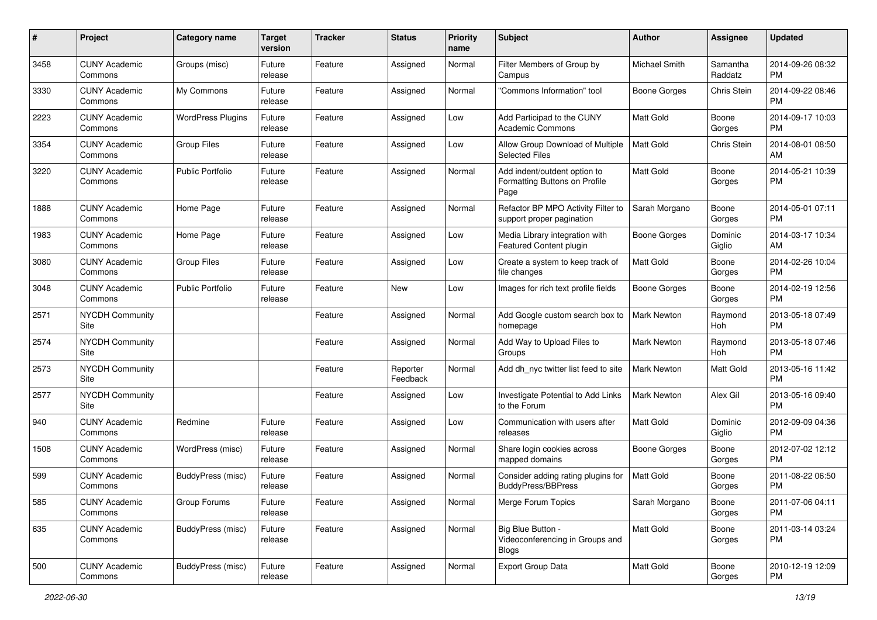| # | Project | Category name | Target version | Tracker | Status | Priority name | Subject | Author | Assignee | Updated |
|---|---|---|---|---|---|---|---|---|---|---|
| 3458 | CUNY Academic Commons | Groups (misc) | Future release | Feature | Assigned | Normal | Filter Members of Group by Campus | Michael Smith | Samantha Raddatz | 2014-09-26 08:32 PM |
| 3330 | CUNY Academic Commons | My Commons | Future release | Feature | Assigned | Normal | "Commons Information" tool | Boone Gorges | Chris Stein | 2014-09-22 08:46 PM |
| 2223 | CUNY Academic Commons | WordPress Plugins | Future release | Feature | Assigned | Low | Add Participad to the CUNY Academic Commons | Matt Gold | Boone Gorges | 2014-09-17 10:03 PM |
| 3354 | CUNY Academic Commons | Group Files | Future release | Feature | Assigned | Low | Allow Group Download of Multiple Selected Files | Matt Gold | Chris Stein | 2014-08-01 08:50 AM |
| 3220 | CUNY Academic Commons | Public Portfolio | Future release | Feature | Assigned | Normal | Add indent/outdent option to Formatting Buttons on Profile Page | Matt Gold | Boone Gorges | 2014-05-21 10:39 PM |
| 1888 | CUNY Academic Commons | Home Page | Future release | Feature | Assigned | Normal | Refactor BP MPO Activity Filter to support proper pagination | Sarah Morgano | Boone Gorges | 2014-05-01 07:11 PM |
| 1983 | CUNY Academic Commons | Home Page | Future release | Feature | Assigned | Low | Media Library integration with Featured Content plugin | Boone Gorges | Dominic Giglio | 2014-03-17 10:34 AM |
| 3080 | CUNY Academic Commons | Group Files | Future release | Feature | Assigned | Low | Create a system to keep track of file changes | Matt Gold | Boone Gorges | 2014-02-26 10:04 PM |
| 3048 | CUNY Academic Commons | Public Portfolio | Future release | Feature | New | Low | Images for rich text profile fields | Boone Gorges | Boone Gorges | 2014-02-19 12:56 PM |
| 2571 | NYCDH Community Site | | | Feature | Assigned | Normal | Add Google custom search box to homepage | Mark Newton | Raymond Hoh | 2013-05-18 07:49 PM |
| 2574 | NYCDH Community Site | | | Feature | Assigned | Normal | Add Way to Upload Files to Groups | Mark Newton | Raymond Hoh | 2013-05-18 07:46 PM |
| 2573 | NYCDH Community Site | | | Feature | Reporter Feedback | Normal | Add dh_nyc twitter list feed to site | Mark Newton | Matt Gold | 2013-05-16 11:42 PM |
| 2577 | NYCDH Community Site | | | Feature | Assigned | Low | Investigate Potential to Add Links to the Forum | Mark Newton | Alex Gil | 2013-05-16 09:40 PM |
| 940 | CUNY Academic Commons | Redmine | Future release | Feature | Assigned | Low | Communication with users after releases | Matt Gold | Dominic Giglio | 2012-09-09 04:36 PM |
| 1508 | CUNY Academic Commons | WordPress (misc) | Future release | Feature | Assigned | Normal | Share login cookies across mapped domains | Boone Gorges | Boone Gorges | 2012-07-02 12:12 PM |
| 599 | CUNY Academic Commons | BuddyPress (misc) | Future release | Feature | Assigned | Normal | Consider adding rating plugins for BuddyPress/BBPress | Matt Gold | Boone Gorges | 2011-08-22 06:50 PM |
| 585 | CUNY Academic Commons | Group Forums | Future release | Feature | Assigned | Normal | Merge Forum Topics | Sarah Morgano | Boone Gorges | 2011-07-06 04:11 PM |
| 635 | CUNY Academic Commons | BuddyPress (misc) | Future release | Feature | Assigned | Normal | Big Blue Button - Videoconferencing in Groups and Blogs | Matt Gold | Boone Gorges | 2011-03-14 03:24 PM |
| 500 | CUNY Academic Commons | BuddyPress (misc) | Future release | Feature | Assigned | Normal | Export Group Data | Matt Gold | Boone Gorges | 2010-12-19 12:09 PM |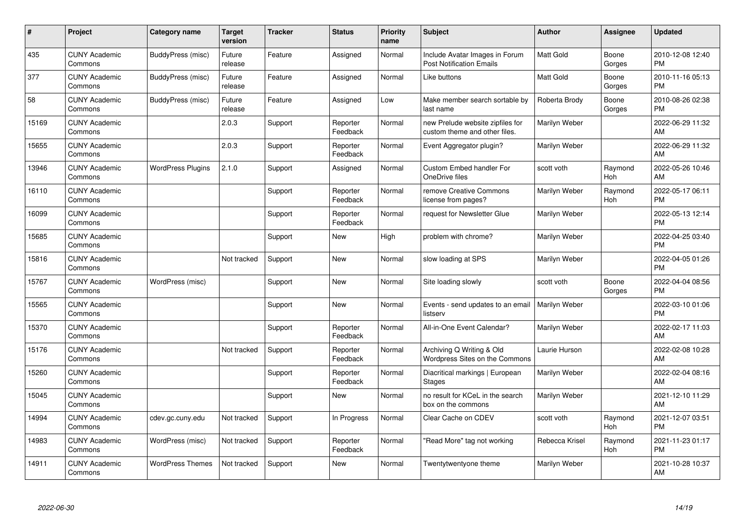| # | Project | Category name | Target version | Tracker | Status | Priority name | Subject | Author | Assignee | Updated |
|---|---|---|---|---|---|---|---|---|---|---|
| 435 | CUNY Academic Commons | BuddyPress (misc) | Future release | Feature | Assigned | Normal | Include Avatar Images in Forum Post Notification Emails | Matt Gold | Boone Gorges | 2010-12-08 12:40 PM |
| 377 | CUNY Academic Commons | BuddyPress (misc) | Future release | Feature | Assigned | Normal | Like buttons | Matt Gold | Boone Gorges | 2010-11-16 05:13 PM |
| 58 | CUNY Academic Commons | BuddyPress (misc) | Future release | Feature | Assigned | Low | Make member search sortable by last name | Roberta Brody | Boone Gorges | 2010-08-26 02:38 PM |
| 15169 | CUNY Academic Commons | | 2.0.3 | Support | Reporter Feedback | Normal | new Prelude website zipfiles for custom theme and other files. | Marilyn Weber | | 2022-06-29 11:32 AM |
| 15655 | CUNY Academic Commons | | 2.0.3 | Support | Reporter Feedback | Normal | Event Aggregator plugin? | Marilyn Weber | | 2022-06-29 11:32 AM |
| 13946 | CUNY Academic Commons | WordPress Plugins | 2.1.0 | Support | Assigned | Normal | Custom Embed handler For OneDrive files | scott voth | Raymond Hoh | 2022-05-26 10:46 AM |
| 16110 | CUNY Academic Commons | | | Support | Reporter Feedback | Normal | remove Creative Commons license from pages? | Marilyn Weber | Raymond Hoh | 2022-05-17 06:11 PM |
| 16099 | CUNY Academic Commons | | | Support | Reporter Feedback | Normal | request for Newsletter Glue | Marilyn Weber | | 2022-05-13 12:14 PM |
| 15685 | CUNY Academic Commons | | | Support | New | High | problem with chrome? | Marilyn Weber | | 2022-04-25 03:40 PM |
| 15816 | CUNY Academic Commons | | Not tracked | Support | New | Normal | slow loading at SPS | Marilyn Weber | | 2022-04-05 01:26 PM |
| 15767 | CUNY Academic Commons | WordPress (misc) | | Support | New | Normal | Site loading slowly | scott voth | Boone Gorges | 2022-04-04 08:56 PM |
| 15565 | CUNY Academic Commons | | | Support | New | Normal | Events - send updates to an email listserv | Marilyn Weber | | 2022-03-10 01:06 PM |
| 15370 | CUNY Academic Commons | | | Support | Reporter Feedback | Normal | All-in-One Event Calendar? | Marilyn Weber | | 2022-02-17 11:03 AM |
| 15176 | CUNY Academic Commons | | Not tracked | Support | Reporter Feedback | Normal | Archiving Q Writing & Old Wordpress Sites on the Commons | Laurie Hurson | | 2022-02-08 10:28 AM |
| 15260 | CUNY Academic Commons | | | Support | Reporter Feedback | Normal | Diacritical markings \| European Stages | Marilyn Weber | | 2022-02-04 08:16 AM |
| 15045 | CUNY Academic Commons | | | Support | New | Normal | no result for KCeL in the search box on the commons | Marilyn Weber | | 2021-12-10 11:29 AM |
| 14994 | CUNY Academic Commons | cdev.gc.cuny.edu | Not tracked | Support | In Progress | Normal | Clear Cache on CDEV | scott voth | Raymond Hoh | 2021-12-07 03:51 PM |
| 14983 | CUNY Academic Commons | WordPress (misc) | Not tracked | Support | Reporter Feedback | Normal | "Read More" tag not working | Rebecca Krisel | Raymond Hoh | 2021-11-23 01:17 PM |
| 14911 | CUNY Academic Commons | WordPress Themes | Not tracked | Support | New | Normal | Twentytwentyone theme | Marilyn Weber | | 2021-10-28 10:37 AM |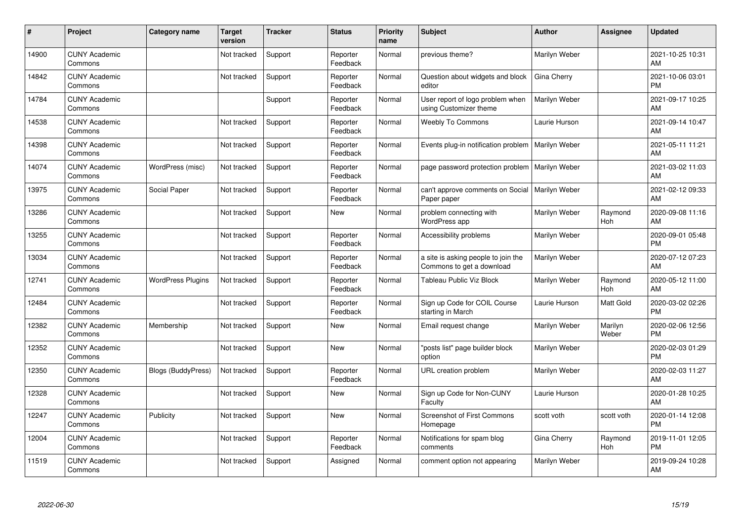| # | Project | Category name | Target version | Tracker | Status | Priority name | Subject | Author | Assignee | Updated |
|---|---|---|---|---|---|---|---|---|---|---|
| 14900 | CUNY Academic Commons | | Not tracked | Support | Reporter Feedback | Normal | previous theme? | Marilyn Weber | | 2021-10-25 10:31 AM |
| 14842 | CUNY Academic Commons | | Not tracked | Support | Reporter Feedback | Normal | Question about widgets and block editor | Gina Cherry | | 2021-10-06 03:01 PM |
| 14784 | CUNY Academic Commons | | | Support | Reporter Feedback | Normal | User report of logo problem when using Customizer theme | Marilyn Weber | | 2021-09-17 10:25 AM |
| 14538 | CUNY Academic Commons | | Not tracked | Support | Reporter Feedback | Normal | Weebly To Commons | Laurie Hurson | | 2021-09-14 10:47 AM |
| 14398 | CUNY Academic Commons | | Not tracked | Support | Reporter Feedback | Normal | Events plug-in notification problem | Marilyn Weber | | 2021-05-11 11:21 AM |
| 14074 | CUNY Academic Commons | WordPress (misc) | Not tracked | Support | Reporter Feedback | Normal | page password protection problem | Marilyn Weber | | 2021-03-02 11:03 AM |
| 13975 | CUNY Academic Commons | Social Paper | Not tracked | Support | Reporter Feedback | Normal | can't approve comments on Social Paper paper | Marilyn Weber | | 2021-02-12 09:33 AM |
| 13286 | CUNY Academic Commons | | Not tracked | Support | New | Normal | problem connecting with WordPress app | Marilyn Weber | Raymond Hoh | 2020-09-08 11:16 AM |
| 13255 | CUNY Academic Commons | | Not tracked | Support | Reporter Feedback | Normal | Accessibility problems | Marilyn Weber | | 2020-09-01 05:48 PM |
| 13034 | CUNY Academic Commons | | Not tracked | Support | Reporter Feedback | Normal | a site is asking people to join the Commons to get a download | Marilyn Weber | | 2020-07-12 07:23 AM |
| 12741 | CUNY Academic Commons | WordPress Plugins | Not tracked | Support | Reporter Feedback | Normal | Tableau Public Viz Block | Marilyn Weber | Raymond Hoh | 2020-05-12 11:00 AM |
| 12484 | CUNY Academic Commons | | Not tracked | Support | Reporter Feedback | Normal | Sign up Code for COIL Course starting in March | Laurie Hurson | Matt Gold | 2020-03-02 02:26 PM |
| 12382 | CUNY Academic Commons | Membership | Not tracked | Support | New | Normal | Email request change | Marilyn Weber | Marilyn Weber | 2020-02-06 12:56 PM |
| 12352 | CUNY Academic Commons | | Not tracked | Support | New | Normal | "posts list" page builder block option | Marilyn Weber | | 2020-02-03 01:29 PM |
| 12350 | CUNY Academic Commons | Blogs (BuddyPress) | Not tracked | Support | Reporter Feedback | Normal | URL creation problem | Marilyn Weber | | 2020-02-03 11:27 AM |
| 12328 | CUNY Academic Commons | | Not tracked | Support | New | Normal | Sign up Code for Non-CUNY Faculty | Laurie Hurson | | 2020-01-28 10:25 AM |
| 12247 | CUNY Academic Commons | Publicity | Not tracked | Support | New | Normal | Screenshot of First Commons Homepage | scott voth | scott voth | 2020-01-14 12:08 PM |
| 12004 | CUNY Academic Commons | | Not tracked | Support | Reporter Feedback | Normal | Notifications for spam blog comments | Gina Cherry | Raymond Hoh | 2019-11-01 12:05 PM |
| 11519 | CUNY Academic Commons | | Not tracked | Support | Assigned | Normal | comment option not appearing | Marilyn Weber | | 2019-09-24 10:28 AM |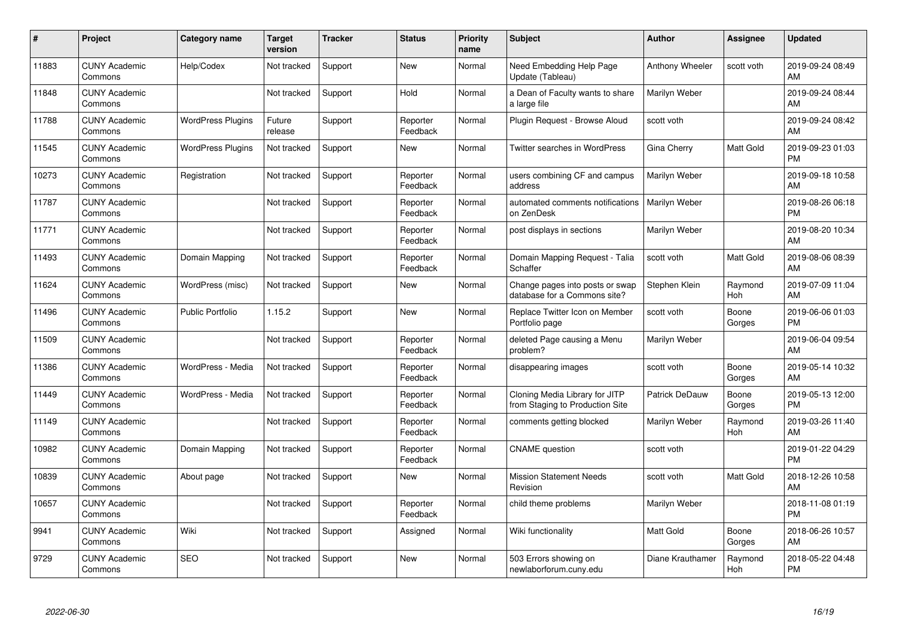| # | Project | Category name | Target version | Tracker | Status | Priority name | Subject | Author | Assignee | Updated |
|---|---|---|---|---|---|---|---|---|---|---|
| 11883 | CUNY Academic Commons | Help/Codex | Not tracked | Support | New | Normal | Need Embedding Help Page Update (Tableau) | Anthony Wheeler | scott voth | 2019-09-24 08:49 AM |
| 11848 | CUNY Academic Commons | | Not tracked | Support | Hold | Normal | a Dean of Faculty wants to share a large file | Marilyn Weber | | 2019-09-24 08:44 AM |
| 11788 | CUNY Academic Commons | WordPress Plugins | Future release | Support | Reporter Feedback | Normal | Plugin Request - Browse Aloud | scott voth | | 2019-09-24 08:42 AM |
| 11545 | CUNY Academic Commons | WordPress Plugins | Not tracked | Support | New | Normal | Twitter searches in WordPress | Gina Cherry | Matt Gold | 2019-09-23 01:03 PM |
| 10273 | CUNY Academic Commons | Registration | Not tracked | Support | Reporter Feedback | Normal | users combining CF and campus address | Marilyn Weber | | 2019-09-18 10:58 AM |
| 11787 | CUNY Academic Commons | | Not tracked | Support | Reporter Feedback | Normal | automated comments notifications on ZenDesk | Marilyn Weber | | 2019-08-26 06:18 PM |
| 11771 | CUNY Academic Commons | | Not tracked | Support | Reporter Feedback | Normal | post displays in sections | Marilyn Weber | | 2019-08-20 10:34 AM |
| 11493 | CUNY Academic Commons | Domain Mapping | Not tracked | Support | Reporter Feedback | Normal | Domain Mapping Request - Talia Schaffer | scott voth | Matt Gold | 2019-08-06 08:39 AM |
| 11624 | CUNY Academic Commons | WordPress (misc) | Not tracked | Support | New | Normal | Change pages into posts or swap database for a Commons site? | Stephen Klein | Raymond Hoh | 2019-07-09 11:04 AM |
| 11496 | CUNY Academic Commons | Public Portfolio | 1.15.2 | Support | New | Normal | Replace Twitter Icon on Member Portfolio page | scott voth | Boone Gorges | 2019-06-06 01:03 PM |
| 11509 | CUNY Academic Commons | | Not tracked | Support | Reporter Feedback | Normal | deleted Page causing a Menu problem? | Marilyn Weber | | 2019-06-04 09:54 AM |
| 11386 | CUNY Academic Commons | WordPress - Media | Not tracked | Support | Reporter Feedback | Normal | disappearing images | scott voth | Boone Gorges | 2019-05-14 10:32 AM |
| 11449 | CUNY Academic Commons | WordPress - Media | Not tracked | Support | Reporter Feedback | Normal | Cloning Media Library for JITP from Staging to Production Site | Patrick DeDauw | Boone Gorges | 2019-05-13 12:00 PM |
| 11149 | CUNY Academic Commons | | Not tracked | Support | Reporter Feedback | Normal | comments getting blocked | Marilyn Weber | Raymond Hoh | 2019-03-26 11:40 AM |
| 10982 | CUNY Academic Commons | Domain Mapping | Not tracked | Support | Reporter Feedback | Normal | CNAME question | scott voth | | 2019-01-22 04:29 PM |
| 10839 | CUNY Academic Commons | About page | Not tracked | Support | New | Normal | Mission Statement Needs Revision | scott voth | Matt Gold | 2018-12-26 10:58 AM |
| 10657 | CUNY Academic Commons | | Not tracked | Support | Reporter Feedback | Normal | child theme problems | Marilyn Weber | | 2018-11-08 01:19 PM |
| 9941 | CUNY Academic Commons | Wiki | Not tracked | Support | Assigned | Normal | Wiki functionality | Matt Gold | Boone Gorges | 2018-06-26 10:57 AM |
| 9729 | CUNY Academic Commons | SEO | Not tracked | Support | New | Normal | 503 Errors showing on newlaborforum.cuny.edu | Diane Krauthamer | Raymond Hoh | 2018-05-22 04:48 PM |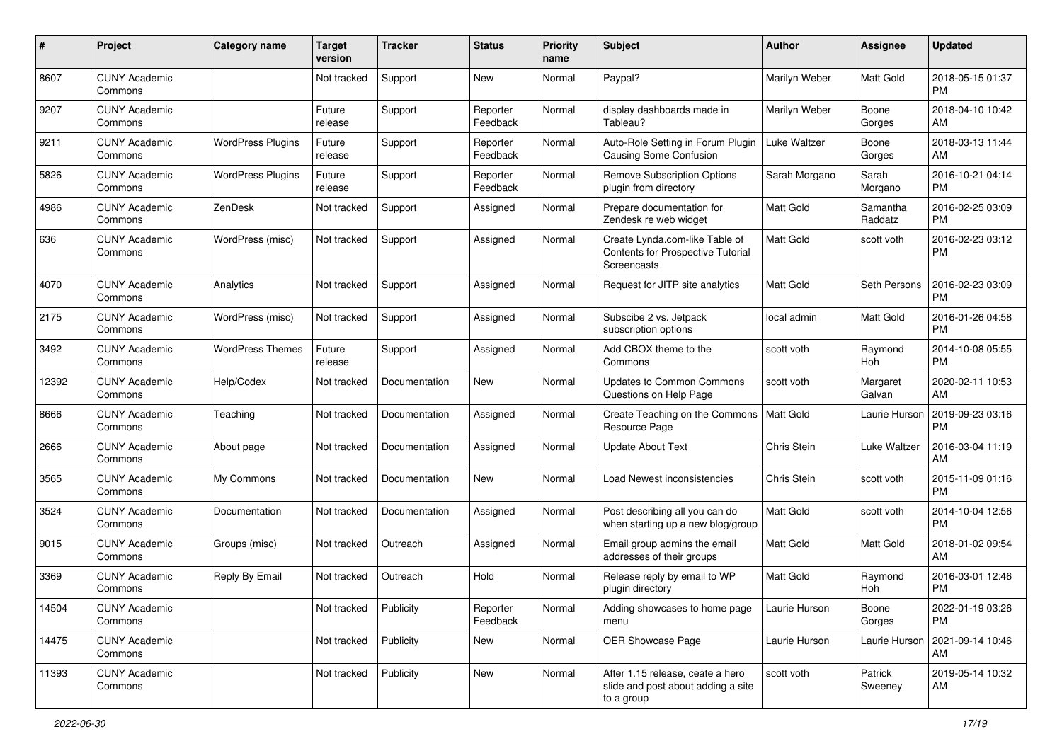| # | Project | Category name | Target version | Tracker | Status | Priority name | Subject | Author | Assignee | Updated |
|---|---|---|---|---|---|---|---|---|---|---|
| 8607 | CUNY Academic Commons | | Not tracked | Support | New | Normal | Paypal? | Marilyn Weber | Matt Gold | 2018-05-15 01:37 PM |
| 9207 | CUNY Academic Commons | | Future release | Support | Reporter Feedback | Normal | display dashboards made in Tableau? | Marilyn Weber | Boone Gorges | 2018-04-10 10:42 AM |
| 9211 | CUNY Academic Commons | WordPress Plugins | Future release | Support | Reporter Feedback | Normal | Auto-Role Setting in Forum Plugin Causing Some Confusion | Luke Waltzer | Boone Gorges | 2018-03-13 11:44 AM |
| 5826 | CUNY Academic Commons | WordPress Plugins | Future release | Support | Reporter Feedback | Normal | Remove Subscription Options plugin from directory | Sarah Morgano | Sarah Morgano | 2016-10-21 04:14 PM |
| 4986 | CUNY Academic Commons | ZenDesk | Not tracked | Support | Assigned | Normal | Prepare documentation for Zendesk re web widget | Matt Gold | Samantha Raddatz | 2016-02-25 03:09 PM |
| 636 | CUNY Academic Commons | WordPress (misc) | Not tracked | Support | Assigned | Normal | Create Lynda.com-like Table of Contents for Prospective Tutorial Screencasts | Matt Gold | scott voth | 2016-02-23 03:12 PM |
| 4070 | CUNY Academic Commons | Analytics | Not tracked | Support | Assigned | Normal | Request for JITP site analytics | Matt Gold | Seth Persons | 2016-02-23 03:09 PM |
| 2175 | CUNY Academic Commons | WordPress (misc) | Not tracked | Support | Assigned | Normal | Subscibe 2 vs. Jetpack subscription options | local admin | Matt Gold | 2016-01-26 04:58 PM |
| 3492 | CUNY Academic Commons | WordPress Themes | Future release | Support | Assigned | Normal | Add CBOX theme to the Commons | scott voth | Raymond Hoh | 2014-10-08 05:55 PM |
| 12392 | CUNY Academic Commons | Help/Codex | Not tracked | Documentation | New | Normal | Updates to Common Commons Questions on Help Page | scott voth | Margaret Galvan | 2020-02-11 10:53 AM |
| 8666 | CUNY Academic Commons | Teaching | Not tracked | Documentation | Assigned | Normal | Create Teaching on the Commons Resource Page | Matt Gold | Laurie Hurson | 2019-09-23 03:16 PM |
| 2666 | CUNY Academic Commons | About page | Not tracked | Documentation | Assigned | Normal | Update About Text | Chris Stein | Luke Waltzer | 2016-03-04 11:19 AM |
| 3565 | CUNY Academic Commons | My Commons | Not tracked | Documentation | New | Normal | Load Newest inconsistencies | Chris Stein | scott voth | 2015-11-09 01:16 PM |
| 3524 | CUNY Academic Commons | Documentation | Not tracked | Documentation | Assigned | Normal | Post describing all you can do when starting up a new blog/group | Matt Gold | scott voth | 2014-10-04 12:56 PM |
| 9015 | CUNY Academic Commons | Groups (misc) | Not tracked | Outreach | Assigned | Normal | Email group admins the email addresses of their groups | Matt Gold | Matt Gold | 2018-01-02 09:54 AM |
| 3369 | CUNY Academic Commons | Reply By Email | Not tracked | Outreach | Hold | Normal | Release reply by email to WP plugin directory | Matt Gold | Raymond Hoh | 2016-03-01 12:46 PM |
| 14504 | CUNY Academic Commons | | Not tracked | Publicity | Reporter Feedback | Normal | Adding showcases to home page menu | Laurie Hurson | Boone Gorges | 2022-01-19 03:26 PM |
| 14475 | CUNY Academic Commons | | Not tracked | Publicity | New | Normal | OER Showcase Page | Laurie Hurson | Laurie Hurson | 2021-09-14 10:46 AM |
| 11393 | CUNY Academic Commons | | Not tracked | Publicity | New | Normal | After 1.15 release, ceate a hero slide and post about adding a site to a group | scott voth | Patrick Sweeney | 2019-05-14 10:32 AM |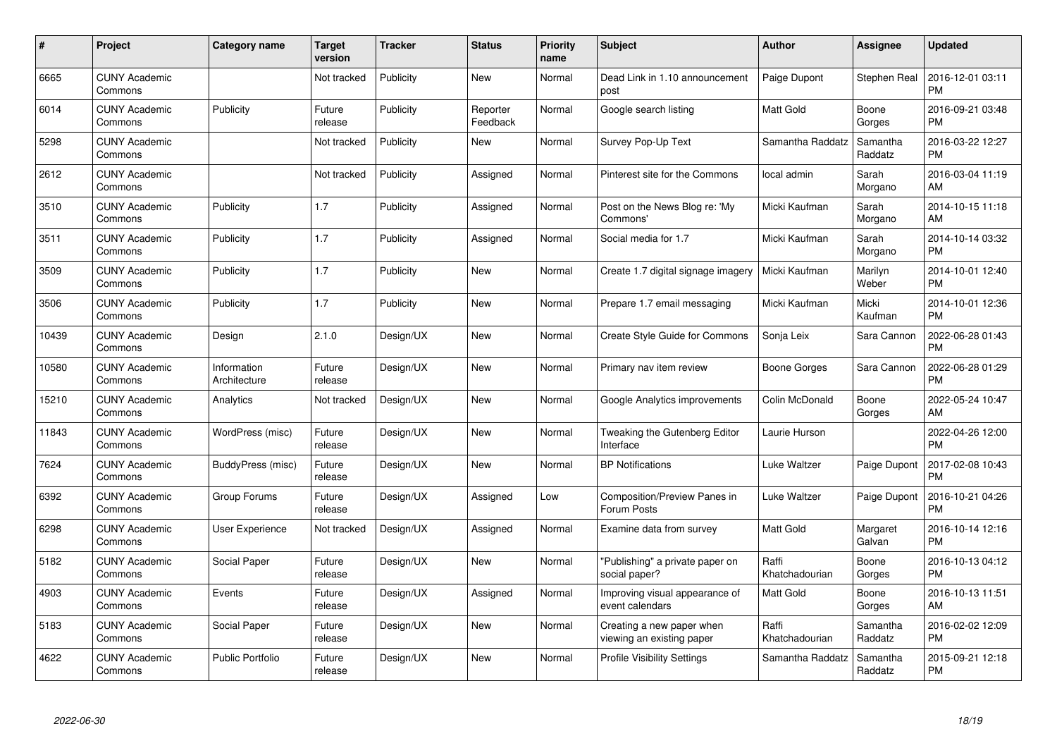| # | Project | Category name | Target version | Tracker | Status | Priority name | Subject | Author | Assignee | Updated |
|---|---|---|---|---|---|---|---|---|---|---|
| 6665 | CUNY Academic Commons | | Not tracked | Publicity | New | Normal | Dead Link in 1.10 announcement post | Paige Dupont | Stephen Real | 2016-12-01 03:11 PM |
| 6014 | CUNY Academic Commons | Publicity | Future release | Publicity | Reporter Feedback | Normal | Google search listing | Matt Gold | Boone Gorges | 2016-09-21 03:48 PM |
| 5298 | CUNY Academic Commons | | Not tracked | Publicity | New | Normal | Survey Pop-Up Text | Samantha Raddatz | Samantha Raddatz | 2016-03-22 12:27 PM |
| 2612 | CUNY Academic Commons | | Not tracked | Publicity | Assigned | Normal | Pinterest site for the Commons | local admin | Sarah Morgano | 2016-03-04 11:19 AM |
| 3510 | CUNY Academic Commons | Publicity | 1.7 | Publicity | Assigned | Normal | Post on the News Blog re: 'My Commons' | Micki Kaufman | Sarah Morgano | 2014-10-15 11:18 AM |
| 3511 | CUNY Academic Commons | Publicity | 1.7 | Publicity | Assigned | Normal | Social media for 1.7 | Micki Kaufman | Sarah Morgano | 2014-10-14 03:32 PM |
| 3509 | CUNY Academic Commons | Publicity | 1.7 | Publicity | New | Normal | Create 1.7 digital signage imagery | Micki Kaufman | Marilyn Weber | 2014-10-01 12:40 PM |
| 3506 | CUNY Academic Commons | Publicity | 1.7 | Publicity | New | Normal | Prepare 1.7 email messaging | Micki Kaufman | Micki Kaufman | 2014-10-01 12:36 PM |
| 10439 | CUNY Academic Commons | Design | 2.1.0 | Design/UX | New | Normal | Create Style Guide for Commons | Sonja Leix | Sara Cannon | 2022-06-28 01:43 PM |
| 10580 | CUNY Academic Commons | Information Architecture | Future release | Design/UX | New | Normal | Primary nav item review | Boone Gorges | Sara Cannon | 2022-06-28 01:29 PM |
| 15210 | CUNY Academic Commons | Analytics | Not tracked | Design/UX | New | Normal | Google Analytics improvements | Colin McDonald | Boone Gorges | 2022-05-24 10:47 AM |
| 11843 | CUNY Academic Commons | WordPress (misc) | Future release | Design/UX | New | Normal | Tweaking the Gutenberg Editor Interface | Laurie Hurson | | 2022-04-26 12:00 PM |
| 7624 | CUNY Academic Commons | BuddyPress (misc) | Future release | Design/UX | New | Normal | BP Notifications | Luke Waltzer | Paige Dupont | 2017-02-08 10:43 PM |
| 6392 | CUNY Academic Commons | Group Forums | Future release | Design/UX | Assigned | Low | Composition/Preview Panes in Forum Posts | Luke Waltzer | Paige Dupont | 2016-10-21 04:26 PM |
| 6298 | CUNY Academic Commons | User Experience | Not tracked | Design/UX | Assigned | Normal | Examine data from survey | Matt Gold | Margaret Galvan | 2016-10-14 12:16 PM |
| 5182 | CUNY Academic Commons | Social Paper | Future release | Design/UX | New | Normal | "Publishing" a private paper on social paper? | Raffi Khatchadourian | Boone Gorges | 2016-10-13 04:12 PM |
| 4903 | CUNY Academic Commons | Events | Future release | Design/UX | Assigned | Normal | Improving visual appearance of event calendars | Matt Gold | Boone Gorges | 2016-10-13 11:51 AM |
| 5183 | CUNY Academic Commons | Social Paper | Future release | Design/UX | New | Normal | Creating a new paper when viewing an existing paper | Raffi Khatchadourian | Samantha Raddatz | 2016-02-02 12:09 PM |
| 4622 | CUNY Academic Commons | Public Portfolio | Future release | Design/UX | New | Normal | Profile Visibility Settings | Samantha Raddatz | Samantha Raddatz | 2015-09-21 12:18 PM |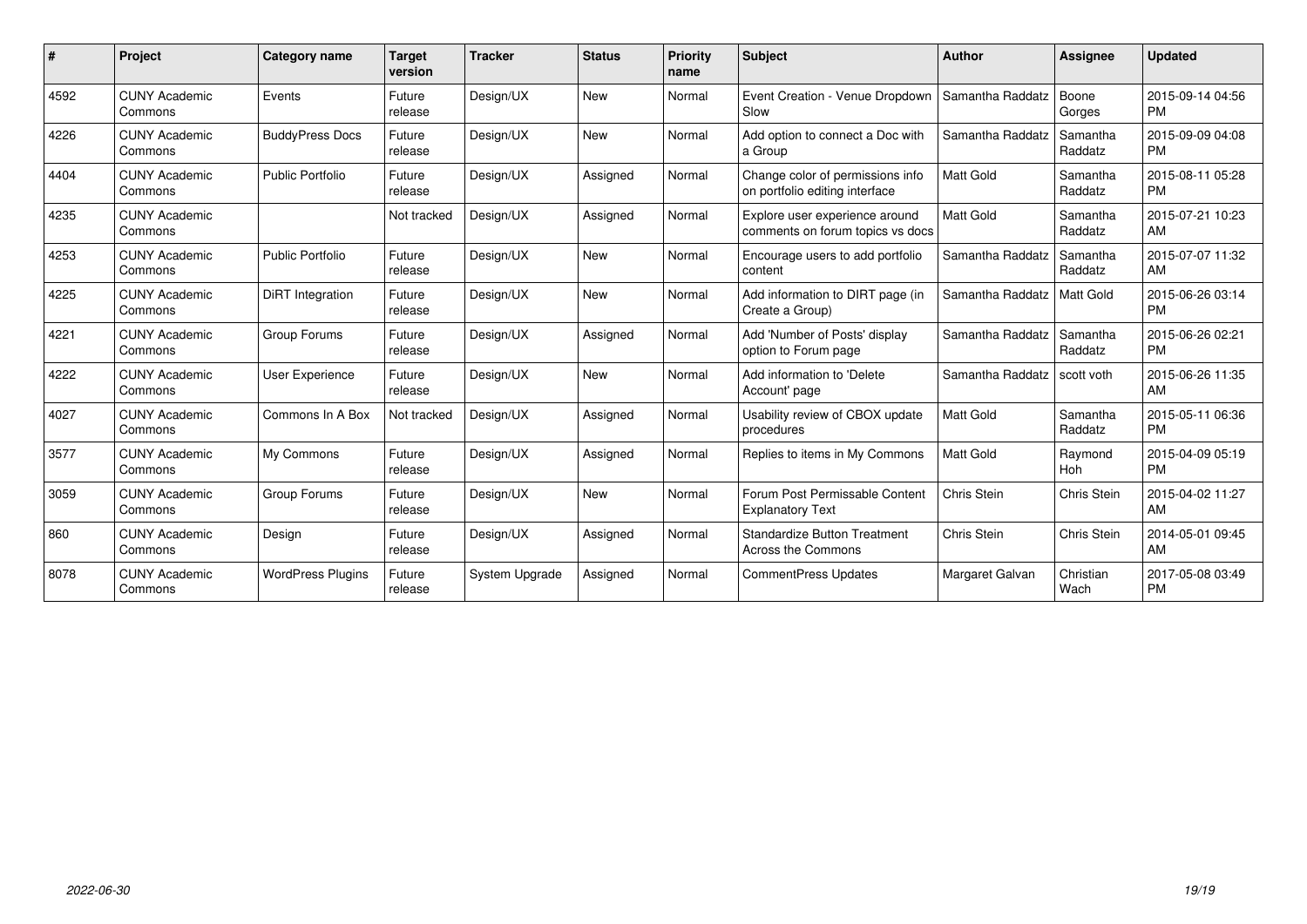| # | Project | Category name | Target version | Tracker | Status | Priority name | Subject | Author | Assignee | Updated |
|---|---|---|---|---|---|---|---|---|---|---|
| 4592 | CUNY Academic Commons | Events | Future release | Design/UX | New | Normal | Event Creation - Venue Dropdown Slow | Samantha Raddatz | Boone Gorges | 2015-09-14 04:56 PM |
| 4226 | CUNY Academic Commons | BuddyPress Docs | Future release | Design/UX | New | Normal | Add option to connect a Doc with a Group | Samantha Raddatz | Samantha Raddatz | 2015-09-09 04:08 PM |
| 4404 | CUNY Academic Commons | Public Portfolio | Future release | Design/UX | Assigned | Normal | Change color of permissions info on portfolio editing interface | Matt Gold | Samantha Raddatz | 2015-08-11 05:28 PM |
| 4235 | CUNY Academic Commons | | Not tracked | Design/UX | Assigned | Normal | Explore user experience around comments on forum topics vs docs | Matt Gold | Samantha Raddatz | 2015-07-21 10:23 AM |
| 4253 | CUNY Academic Commons | Public Portfolio | Future release | Design/UX | New | Normal | Encourage users to add portfolio content | Samantha Raddatz | Samantha Raddatz | 2015-07-07 11:32 AM |
| 4225 | CUNY Academic Commons | DiRT Integration | Future release | Design/UX | New | Normal | Add information to DIRT page (in Create a Group) | Samantha Raddatz | Matt Gold | 2015-06-26 03:14 PM |
| 4221 | CUNY Academic Commons | Group Forums | Future release | Design/UX | Assigned | Normal | Add 'Number of Posts' display option to Forum page | Samantha Raddatz | Samantha Raddatz | 2015-06-26 02:21 PM |
| 4222 | CUNY Academic Commons | User Experience | Future release | Design/UX | New | Normal | Add information to 'Delete Account' page | Samantha Raddatz | scott voth | 2015-06-26 11:35 AM |
| 4027 | CUNY Academic Commons | Commons In A Box | Not tracked | Design/UX | Assigned | Normal | Usability review of CBOX update procedures | Matt Gold | Samantha Raddatz | 2015-05-11 06:36 PM |
| 3577 | CUNY Academic Commons | My Commons | Future release | Design/UX | Assigned | Normal | Replies to items in My Commons | Matt Gold | Raymond Hoh | 2015-04-09 05:19 PM |
| 3059 | CUNY Academic Commons | Group Forums | Future release | Design/UX | New | Normal | Forum Post Permissable Content Explanatory Text | Chris Stein | Chris Stein | 2015-04-02 11:27 AM |
| 860 | CUNY Academic Commons | Design | Future release | Design/UX | Assigned | Normal | Standardize Button Treatment Across the Commons | Chris Stein | Chris Stein | 2014-05-01 09:45 AM |
| 8078 | CUNY Academic Commons | WordPress Plugins | Future release | System Upgrade | Assigned | Normal | CommentPress Updates | Margaret Galvan | Christian Wach | 2017-05-08 03:49 PM |